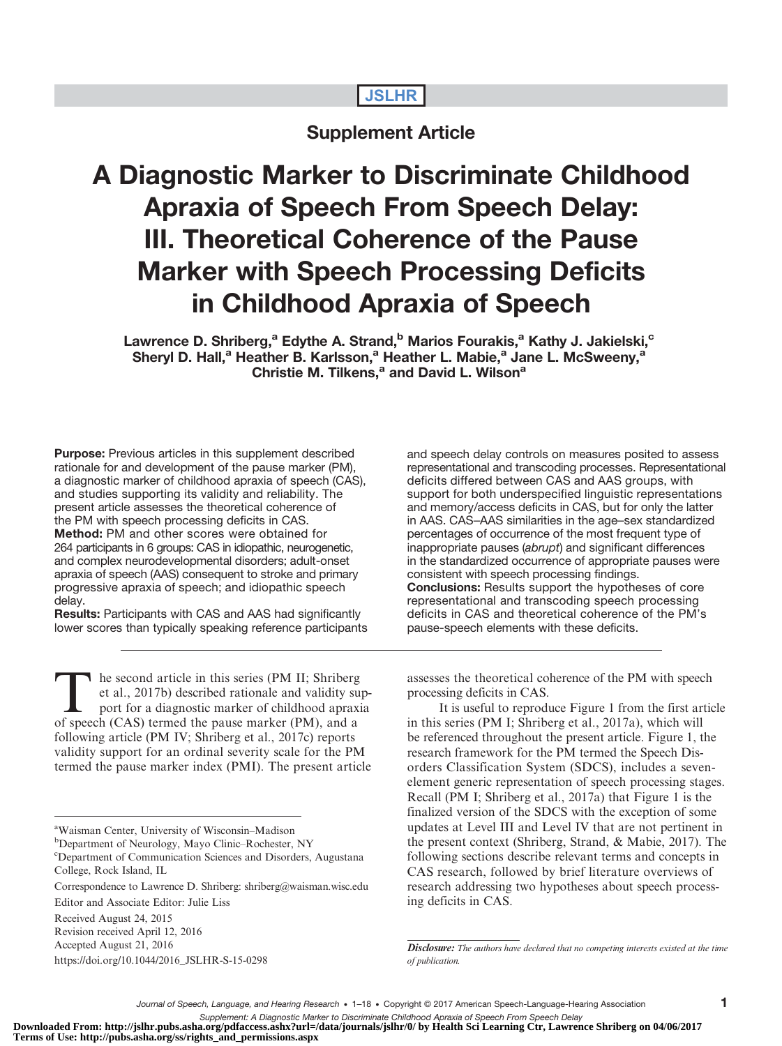Supplement Article

# A Diagnostic Marker to Discriminate Childhood Apraxia of Speech From Speech Delay: III. Theoretical Coherence of the Pause Marker with Speech Processing Deficits in Childhood Apraxia of Speech

**Lawrence D. Shriberg,[a] Edythe A. Strand,[b] Marios Fourakis,[a] Kathy J. Jakielski,[c] Sheryl D. Hall,[a] Heather B. Karlsson,[a] Heather L. Mabie,[a] Jane L. McSweeny,[a] Christie M. Tilkens,[a] and David L. Wilson[a]**

**Purpose:** Previous articles in this supplement described rationale for and development of the pause marker (PM), a diagnostic marker of childhood apraxia of speech (CAS), and studies supporting its validity and reliability. The present article assesses the theoretical coherence of the PM with speech processing deficits in CAS.

**Method:** PM and other scores were obtained for 264 participants in 6 groups: CAS in idiopathic, neurogenetic, and complex neurodevelopmental disorders; adult-onset apraxia of speech (AAS) consequent to stroke and primary progressive apraxia of speech; and idiopathic speech delay.

**Results:** Participants with CAS and AAS had significantly lower scores than typically speaking reference participants and speech delay controls on measures posited to assess representational and transcoding processes. Representational deficits differed between CAS and AAS groups, with support for both underspecified linguistic representations and memory/access deficits in CAS, but for only the latter in AAS. CAS–AAS similarities in the age–sex standardized percentages of occurrence of the most frequent type of inappropriate pauses (*abrupt*) and significant differences in the standardized occurrence of appropriate pauses were consistent with speech processing findings.

**Conclusions:** Results support the hypotheses of core representational and transcoding speech processing deficits in CAS and theoretical coherence of the PM's pause-speech elements with these deficits.

The second article in this series (PM II; Shriberg et al., 2017b) described rationale and validity support for a diagnostic marker of childhood apraxia of speech (CAS) termed the pause marker (PM), and a following article (PM IV; Shriberg et al., 2017c) reports validity support for an ordinal severity scale for the PM termed the pause marker index (PMI). The present article assesses the theoretical coherence of the PM with speech processing deficits in CAS.

It is useful to reproduce Figure 1 from the first article in this series (PM I; Shriberg et al., 2017a), which will be referenced throughout the present article. Figure 1, the research framework for the PM termed the Speech Disorders Classification System (SDCS), includes a seven-element generic representation of speech processing stages. Recall (PM I; Shriberg et al., 2017a) that Figure 1 is the finalized version of the SDCS with the exception of some updates at Level III and Level IV that are not pertinent in the present context (Shriberg, Strand, & Mabie, 2017). The following sections describe relevant terms and concepts in CAS research, followed by brief literature overviews of research addressing two hypotheses about speech processing deficits in CAS.

---

[a] Waisman Center, University of Wisconsin–Madison
[b] Department of Neurology, Mayo Clinic–Rochester, NY
[c] Department of Communication Sciences and Disorders, Augustana College, Rock Island, IL

Correspondence to Lawrence D. Shriberg: shriberg@waisman.wisc.edu

Editor and Associate Editor: Julie Liss

Received August 24, 2015
Revision received April 12, 2016
Accepted August 21, 2016
https://doi.org/10.1044/2016_JSLHR-S-15-0298

*Disclosure: The authors have declared that no competing interests existed at the time of publication.*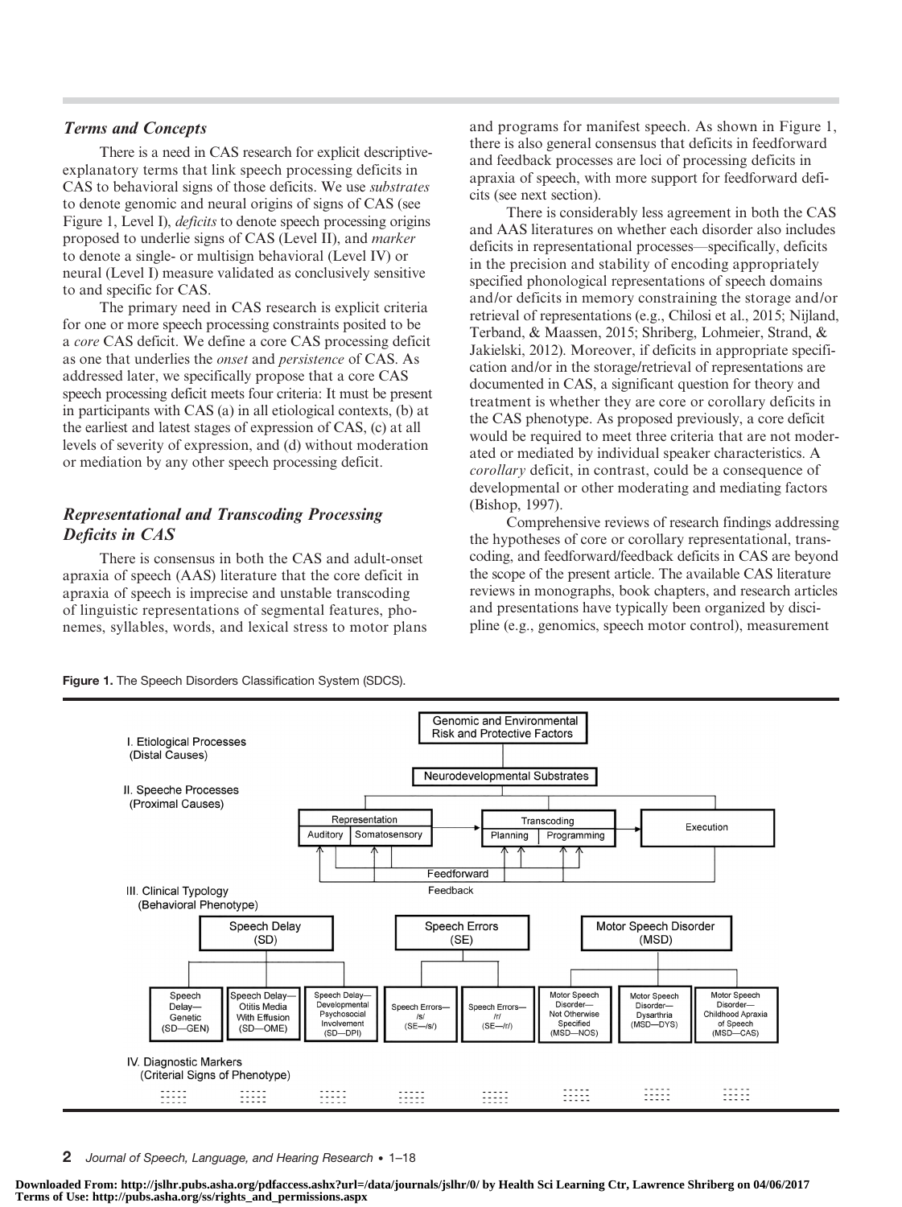### *Terms and Concepts*

There is a need in CAS research for explicit descriptive-explanatory terms that link speech processing deficits in CAS to behavioral signs of those deficits. We use *substrates* to denote genomic and neural origins of signs of CAS (see Figure 1, Level I), *deficits* to denote speech processing origins proposed to underlie signs of CAS (Level II), and *marker* to denote a single- or multisign behavioral (Level IV) or neural (Level I) measure validated as conclusively sensitive to and specific for CAS.

The primary need in CAS research is explicit criteria for one or more speech processing constraints posited to be a *core* CAS deficit. We define a core CAS processing deficit as one that underlies the *onset* and *persistence* of CAS. As addressed later, we specifically propose that a core CAS speech processing deficit meets four criteria: It must be present in participants with CAS (a) in all etiological contexts, (b) at the earliest and latest stages of expression of CAS, (c) at all levels of severity of expression, and (d) without moderation or mediation by any other speech processing deficit.

### *Representational and Transcoding Processing Deficits in CAS*

There is consensus in both the CAS and adult-onset apraxia of speech (AAS) literature that the core deficit in apraxia of speech is imprecise and unstable transcoding of linguistic representations of segmental features, phonemes, syllables, words, and lexical stress to motor plans and programs for manifest speech. As shown in Figure 1, there is also general consensus that deficits in feedforward and feedback processes are loci of processing deficits in apraxia of speech, with more support for feedforward deficits (see next section).

There is considerably less agreement in both the CAS and AAS literatures on whether each disorder also includes deficits in representational processes—specifically, deficits in the precision and stability of encoding appropriately specified phonological representations of speech domains and/or deficits in memory constraining the storage and/or retrieval of representations (e.g., Chilosi et al., 2015; Nijland, Terband, & Maassen, 2015; Shriberg, Lohmeier, Strand, & Jakielski, 2012). Moreover, if deficits in appropriate specification and/or in the storage/retrieval of representations are documented in CAS, a significant question for theory and treatment is whether they are core or corollary deficits in the CAS phenotype. As proposed previously, a core deficit would be required to meet three criteria that are not moderated or mediated by individual speaker characteristics. A *corollary* deficit, in contrast, could be a consequence of developmental or other moderating and mediating factors (Bishop, 1997).

Comprehensive reviews of research findings addressing the hypotheses of core or corollary representational, transcoding, and feedforward/feedback deficits in CAS are beyond the scope of the present article. The available CAS literature reviews in monographs, book chapters, and research articles and presentations have typically been organized by discipline (e.g., genomics, speech motor control), measurement

**Figure 1.** The Speech Disorders Classification System (SDCS).

I. Etiological Processes (Distal Causes): Genomic and Environmental Risk and Protective Factors → Neurodevelopmental Substrates

II. Speeche Processes (Proximal Causes): Representation (Auditory | Somatosensory) → Transcoding (Planning | Programming) → Execution; Feedforward; Feedback

III. Clinical Typology (Behavioral Phenotype):
- Speech Delay (SD): Speech Delay—Genetic (SD—GEN); Speech Delay—Otitis Media With Effusion (SD—OME); Speech Delay—Developmental Psychosocial Involvement (SD—DPI)
- Speech Errors (SE): Speech Errors—/s/ (SE—/s/); Speech Errors—/r/ (SE—/r/)
- Motor Speech Disorder (MSD): Motor Speech Disorder—Not Otherwise Specified (MSD—NOS); Motor Speech Disorder—Dysarthria (MSD—DYS); Motor Speech Disorder—Childhood Apraxia of Speech (MSD—CAS)

IV. Diagnostic Markers (Criterial Signs of Phenotype)

Downloaded From: http://jslhr.pubs.asha.org/pdfaccess.ashx?url=/data/journals/jslhr/0/ by Health Sci Learning Ctr, Lawrence Shriberg on 04/06/2017
Terms of Use: http://pubs.asha.org/ss/rights_and_permissions.aspx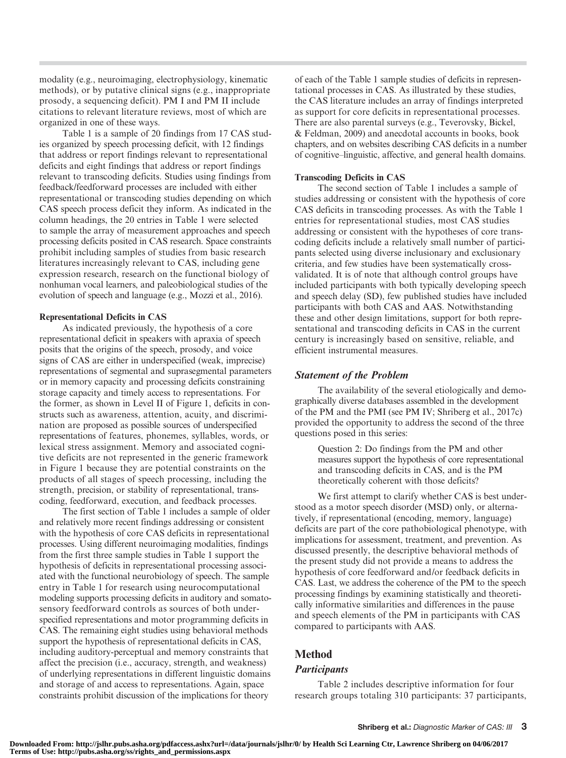modality (e.g., neuroimaging, electrophysiology, kinematic methods), or by putative clinical signs (e.g., inappropriate prosody, a sequencing deficit). PM I and PM II include citations to relevant literature reviews, most of which are organized in one of these ways.

Table 1 is a sample of 20 findings from 17 CAS studies organized by speech processing deficit, with 12 findings that address or report findings relevant to representational deficits and eight findings that address or report findings relevant to transcoding deficits. Studies using findings from feedback/feedforward processes are included with either representational or transcoding studies depending on which CAS speech process deficit they inform. As indicated in the column headings, the 20 entries in Table 1 were selected to sample the array of measurement approaches and speech processing deficits posited in CAS research. Space constraints prohibit including samples of studies from basic research literatures increasingly relevant to CAS, including gene expression research, research on the functional biology of nonhuman vocal learners, and paleobiological studies of the evolution of speech and language (e.g., Mozzi et al., 2016).

#### Representational Deficits in CAS

As indicated previously, the hypothesis of a core representational deficit in speakers with apraxia of speech posits that the origins of the speech, prosody, and voice signs of CAS are either in underspecified (weak, imprecise) representations of segmental and suprasegmental parameters or in memory capacity and processing deficits constraining storage capacity and timely access to representations. For the former, as shown in Level II of Figure 1, deficits in constructs such as awareness, attention, acuity, and discrimination are proposed as possible sources of underspecified representations of features, phonemes, syllables, words, or lexical stress assignment. Memory and associated cognitive deficits are not represented in the generic framework in Figure 1 because they are potential constraints on the products of all stages of speech processing, including the strength, precision, or stability of representational, transcoding, feedforward, execution, and feedback processes.

The first section of Table 1 includes a sample of older and relatively more recent findings addressing or consistent with the hypothesis of core CAS deficits in representational processes. Using different neuroimaging modalities, findings from the first three sample studies in Table 1 support the hypothesis of deficits in representational processing associated with the functional neurobiology of speech. The sample entry in Table 1 for research using neurocomputational modeling supports processing deficits in auditory and somatosensory feedforward controls as sources of both underspecified representations and motor programming deficits in CAS. The remaining eight studies using behavioral methods support the hypothesis of representational deficits in CAS, including auditory-perceptual and memory constraints that affect the precision (i.e., accuracy, strength, and weakness) of underlying representations in different linguistic domains and storage of and access to representations. Again, space constraints prohibit discussion of the implications for theory of each of the Table 1 sample studies of deficits in representational processes in CAS. As illustrated by these studies, the CAS literature includes an array of findings interpreted as support for core deficits in representational processes. There are also parental surveys (e.g., Teverovsky, Bickel, & Feldman, 2009) and anecdotal accounts in books, book chapters, and on websites describing CAS deficits in a number of cognitive–linguistic, affective, and general health domains.

#### Transcoding Deficits in CAS

The second section of Table 1 includes a sample of studies addressing or consistent with the hypothesis of core CAS deficits in transcoding processes. As with the Table 1 entries for representational studies, most CAS studies addressing or consistent with the hypotheses of core transcoding deficits include a relatively small number of participants selected using diverse inclusionary and exclusionary criteria, and few studies have been systematically cross-validated. It is of note that although control groups have included participants with both typically developing speech and speech delay (SD), few published studies have included participants with both CAS and AAS. Notwithstanding these and other design limitations, support for both representational and transcoding deficits in CAS in the current century is increasingly based on sensitive, reliable, and efficient instrumental measures.

### *Statement of the Problem*

The availability of the several etiologically and demographically diverse databases assembled in the development of the PM and the PMI (see PM IV; Shriberg et al., 2017c) provided the opportunity to address the second of the three questions posed in this series:

> Question 2: Do findings from the PM and other measures support the hypothesis of core representational and transcoding deficits in CAS, and is the PM theoretically coherent with those deficits?

We first attempt to clarify whether CAS is best understood as a motor speech disorder (MSD) only, or alternatively, if representational (encoding, memory, language) deficits are part of the core pathobiological phenotype, with implications for assessment, treatment, and prevention. As discussed presently, the descriptive behavioral methods of the present study did not provide a means to address the hypothesis of core feedforward and/or feedback deficits in CAS. Last, we address the coherence of the PM to the speech processing findings by examining statistically and theoretically informative similarities and differences in the pause and speech elements of the PM in participants with CAS compared to participants with AAS.

## Method

### *Participants*

Table 2 includes descriptive information for four research groups totaling 310 participants: 37 participants,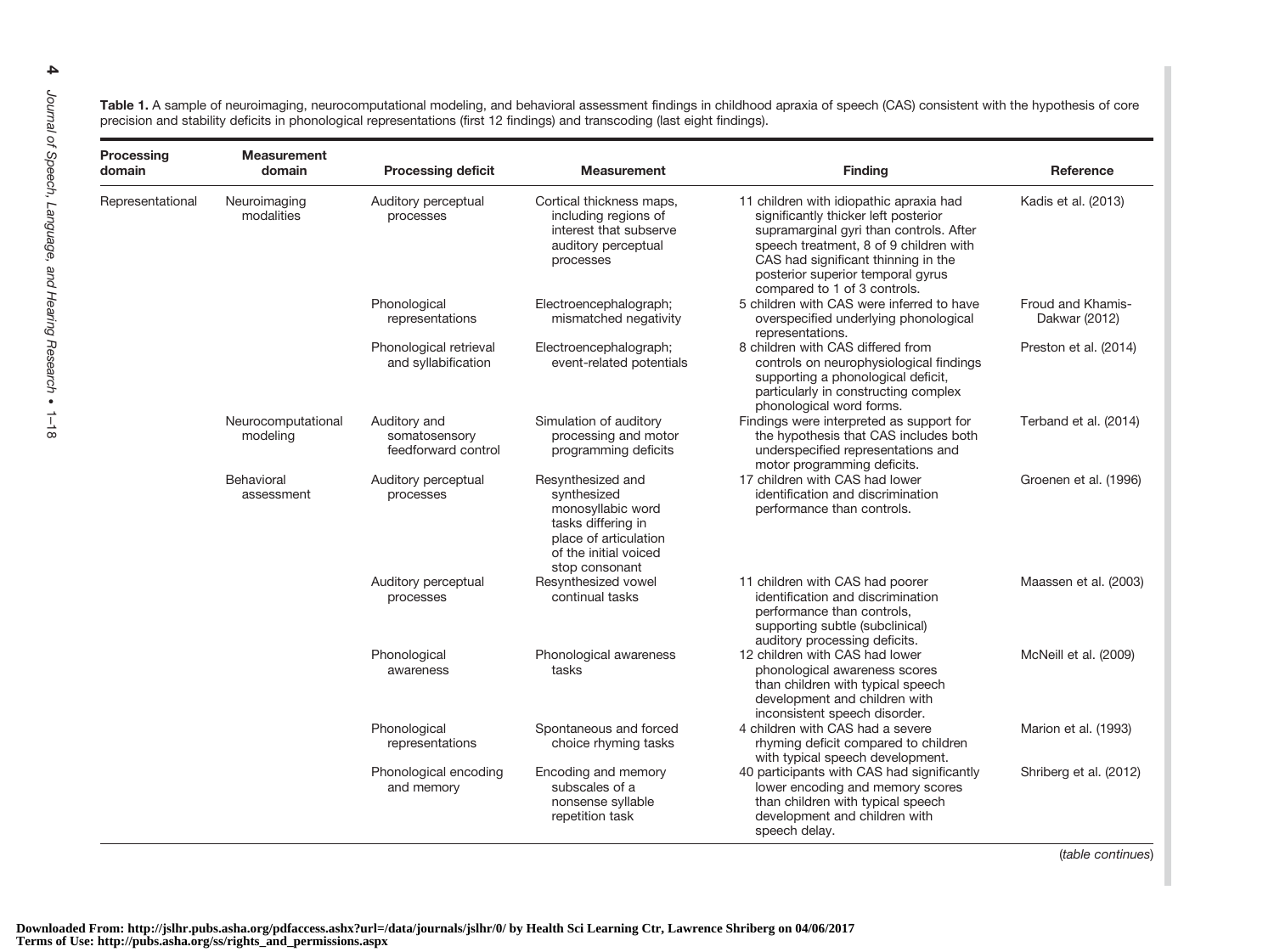**Table 1.** A sample of neuroimaging, neurocomputational modeling, and behavioral assessment findings in childhood apraxia of speech (CAS) consistent with the hypothesis of core precision and stability deficits in phonological representations (first 12 findings) and transcoding (last eight findings).

| Processing domain | Measurement domain | Processing deficit | Measurement | Finding | Reference |
|---|---|---|---|---|---|
| Representational | Neuroimaging modalities | Auditory perceptual processes | Cortical thickness maps, including regions of interest that subserve auditory perceptual processes | 11 children with idiopathic apraxia had significantly thicker left posterior supramarginal gyri than controls. After speech treatment, 8 of 9 children with CAS had significant thinning in the posterior superior temporal gyrus compared to 1 of 3 controls. | Kadis et al. (2013) |
| | | Phonological representations | Electroencephalograph; mismatched negativity | 5 children with CAS were inferred to have overspecified underlying phonological representations. | Froud and Khamis-Dakwar (2012) |
| | | Phonological retrieval and syllabification | Electroencephalograph; event-related potentials | 8 children with CAS differed from controls on neurophysiological findings supporting a phonological deficit, particularly in constructing complex phonological word forms. | Preston et al. (2014) |
| | Neurocomputational modeling | Auditory and somatosensory feedforward control | Simulation of auditory processing and motor programming deficits | Findings were interpreted as support for the hypothesis that CAS includes both underspecified representations and motor programming deficits. | Terband et al. (2014) |
| | Behavioral assessment | Auditory perceptual processes | Resynthesized and synthesized monosyllabic word tasks differing in place of articulation of the initial voiced stop consonant | 17 children with CAS had lower identification and discrimination performance than controls. | Groenen et al. (1996) |
| | | Auditory perceptual processes | Resynthesized vowel continual tasks | 11 children with CAS had poorer identification and discrimination performance than controls, supporting subtle (subclinical) auditory processing deficits. | Maassen et al. (2003) |
| | | Phonological awareness | Phonological awareness tasks | 12 children with CAS had lower phonological awareness scores than children with typical speech development and children with inconsistent speech disorder. | McNeill et al. (2009) |
| | | Phonological representations | Spontaneous and forced choice rhyming tasks | 4 children with CAS had a severe rhyming deficit compared to children with typical speech development. | Marion et al. (1993) |
| | | Phonological encoding and memory | Encoding and memory subscales of a nonsense syllable repetition task | 40 participants with CAS had significantly lower encoding and memory scores than children with typical speech development and children with speech delay. | Shriberg et al. (2012) |

(*table continues*)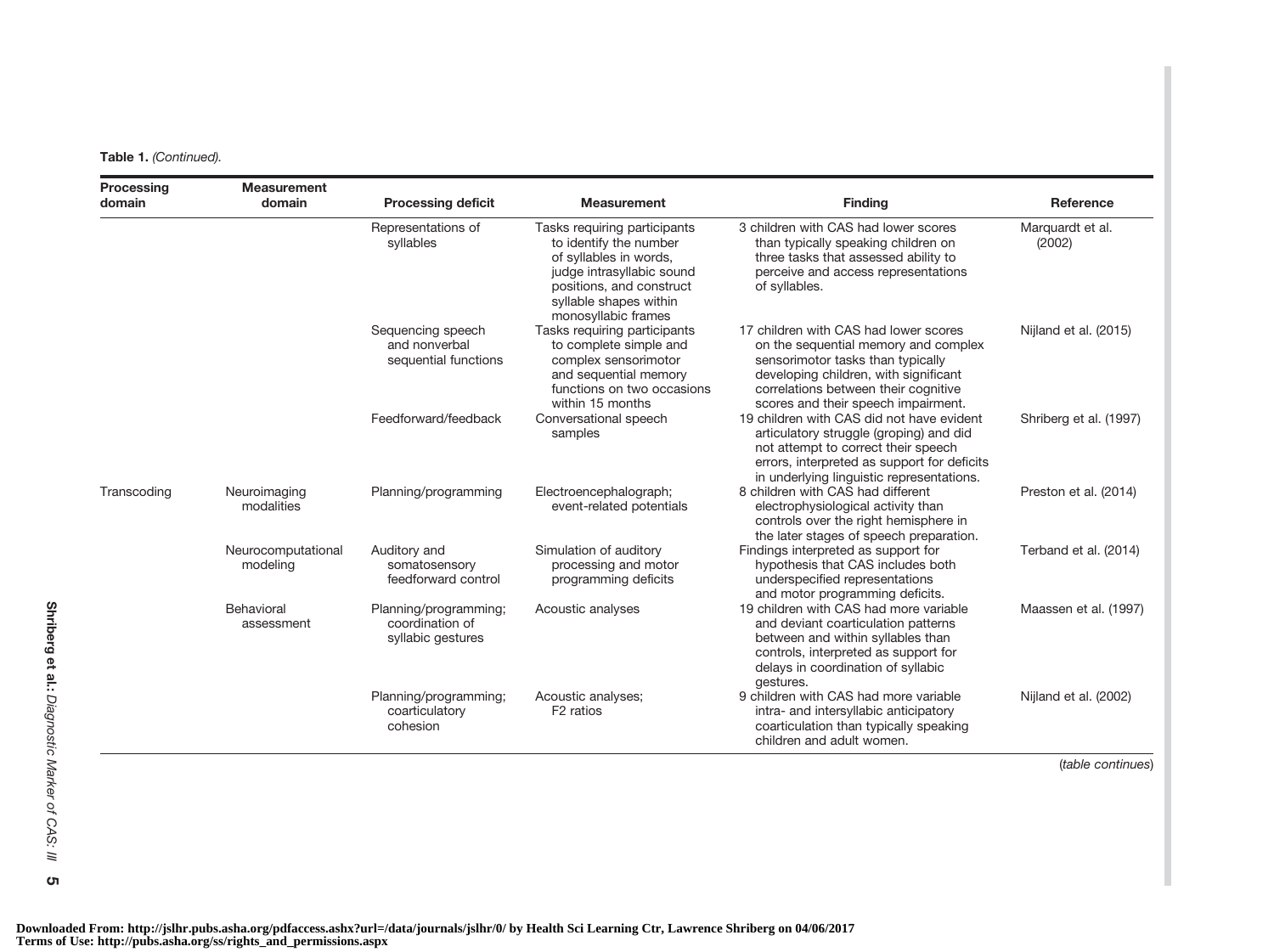**Table 1.** *(Continued).*

| Processing domain | Measurement domain | Processing deficit | Measurement | Finding | Reference |
|---|---|---|---|---|---|
| | | Representations of syllables | Tasks requiring participants to identify the number of syllables in words, judge intrasyllabic sound positions, and construct syllable shapes within monosyllabic frames | 3 children with CAS had lower scores than typically speaking children on three tasks that assessed ability to perceive and access representations of syllables. | Marquardt et al. (2002) |
| | | Sequencing speech and nonverbal sequential functions | Tasks requiring participants to complete simple and complex sensorimotor and sequential memory functions on two occasions within 15 months | 17 children with CAS had lower scores on the sequential memory and complex sensorimotor tasks than typically developing children, with significant correlations between their cognitive scores and their speech impairment. | Nijland et al. (2015) |
| | | Feedforward/feedback | Conversational speech samples | 19 children with CAS did not have evident articulatory struggle (groping) and did not attempt to correct their speech errors, interpreted as support for deficits in underlying linguistic representations. | Shriberg et al. (1997) |
| Transcoding | Neuroimaging modalities | Planning/programming | Electroencephalograph; event-related potentials | 8 children with CAS had different electrophysiological activity than controls over the right hemisphere in the later stages of speech preparation. | Preston et al. (2014) |
| | Neurocomputational modeling | Auditory and somatosensory feedforward control | Simulation of auditory processing and motor programming deficits | Findings interpreted as support for hypothesis that CAS includes both underspecified representations and motor programming deficits. | Terband et al. (2014) |
| | Behavioral assessment | Planning/programming; coordination of syllabic gestures | Acoustic analyses | 19 children with CAS had more variable and deviant coarticulation patterns between and within syllables than controls, interpreted as support for delays in coordination of syllabic gestures. | Maassen et al. (1997) |
| | | Planning/programming; coarticulatory cohesion | Acoustic analyses; F2 ratios | 9 children with CAS had more variable intra- and intersyllabic anticipatory coarticulation than typically speaking children and adult women. | Nijland et al. (2002) |

(*table continues*)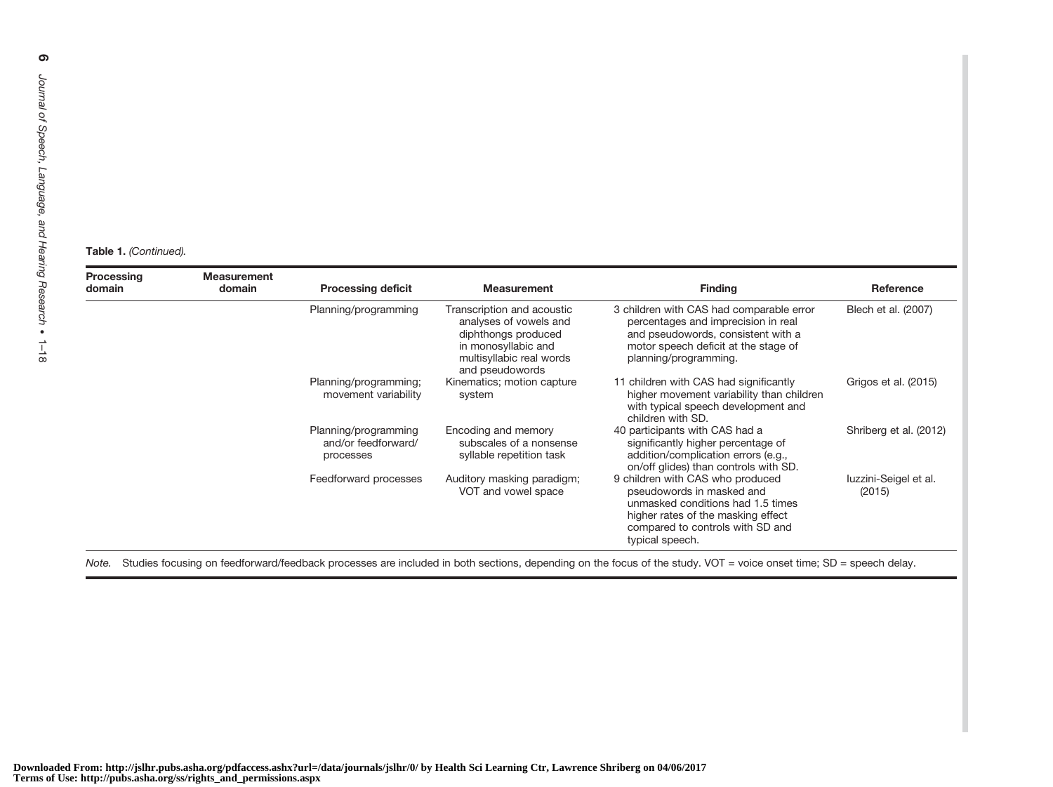**Table 1.** *(Continued).*

| Processing domain | Measurement domain | Processing deficit | Measurement | Finding | Reference |
|---|---|---|---|---|---|
| | | Planning/programming | Transcription and acoustic analyses of vowels and diphthongs produced in monosyllabic and multisyllabic real words and pseudowords | 3 children with CAS had comparable error percentages and imprecision in real and pseudowords, consistent with a motor speech deficit at the stage of planning/programming. | Blech et al. (2007) |
| | | Planning/programming; movement variability | Kinematics; motion capture system | 11 children with CAS had significantly higher movement variability than children with typical speech development and children with SD. | Grigos et al. (2015) |
| | | Planning/programming and/or feedforward/ processes | Encoding and memory subscales of a nonsense syllable repetition task | 40 participants with CAS had a significantly higher percentage of addition/complication errors (e.g., on/off glides) than controls with SD. | Shriberg et al. (2012) |
| | | Feedforward processes | Auditory masking paradigm; VOT and vowel space | 9 children with CAS who produced pseudowords in masked and unmasked conditions had 1.5 times higher rates of the masking effect compared to controls with SD and typical speech. | Iuzzini-Seigel et al. (2015) |

*Note.* Studies focusing on feedforward/feedback processes are included in both sections, depending on the focus of the study. VOT = voice onset time; SD = speech delay.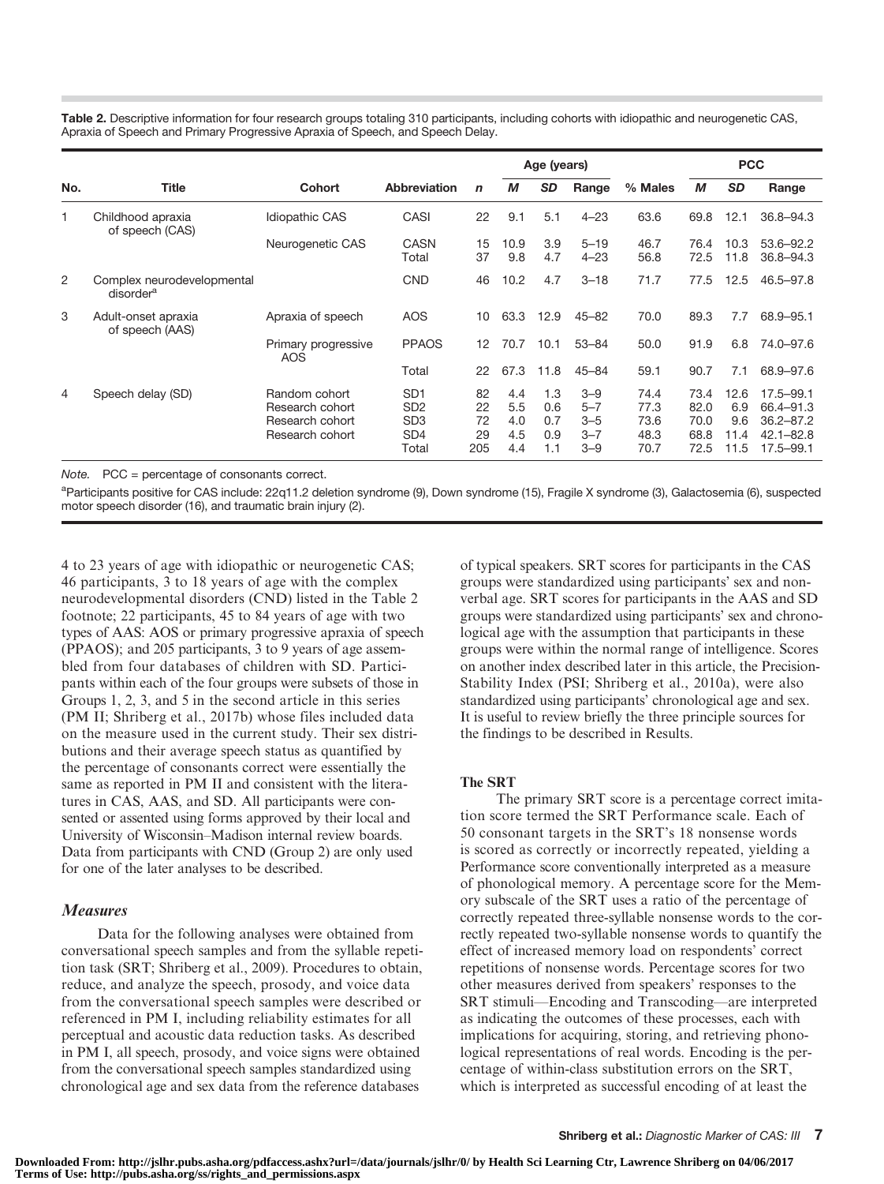**Table 2.** Descriptive information for four research groups totaling 310 participants, including cohorts with idiopathic and neurogenetic CAS, Apraxia of Speech and Primary Progressive Apraxia of Speech, and Speech Delay.

| No. | Title | Cohort | Abbreviation | *n* | Age (years) *M* | Age (years) *SD* | Age (years) Range | % Males | PCC *M* | PCC *SD* | PCC Range |
|---|---|---|---|---|---|---|---|---|---|---|---|
| 1 | Childhood apraxia of speech (CAS) | Idiopathic CAS | CASI | 22 | 9.1 | 5.1 | 4–23 | 63.6 | 69.8 | 12.1 | 36.8–94.3 |
| | | Neurogenetic CAS | CASN | 15 | 10.9 | 3.9 | 5–19 | 46.7 | 76.4 | 10.3 | 53.6–92.2 |
| | | | Total | 37 | 9.8 | 4.7 | 4–23 | 56.8 | 72.5 | 11.8 | 36.8–94.3 |
| 2 | Complex neurodevelopmental disorder[a] | | CND | 46 | 10.2 | 4.7 | 3–18 | 71.7 | 77.5 | 12.5 | 46.5–97.8 |
| 3 | Adult-onset apraxia of speech (AAS) | Apraxia of speech | AOS | 10 | 63.3 | 12.9 | 45–82 | 70.0 | 89.3 | 7.7 | 68.9–95.1 |
| | | Primary progressive AOS | PPAOS | 12 | 70.7 | 10.1 | 53–84 | 50.0 | 91.9 | 6.8 | 74.0–97.6 |
| | | | Total | 22 | 67.3 | 11.8 | 45–84 | 59.1 | 90.7 | 7.1 | 68.9–97.6 |
| 4 | Speech delay (SD) | Random cohort | SD1 | 82 | 4.4 | 1.3 | 3–9 | 74.4 | 73.4 | 12.6 | 17.5–99.1 |
| | | Research cohort | SD2 | 22 | 5.5 | 0.6 | 5–7 | 77.3 | 82.0 | 6.9 | 66.4–91.3 |
| | | Research cohort | SD3 | 72 | 4.0 | 0.7 | 3–5 | 73.6 | 70.0 | 9.6 | 36.2–87.2 |
| | | Research cohort | SD4 | 29 | 4.5 | 0.9 | 3–7 | 48.3 | 68.8 | 11.4 | 42.1–82.8 |
| | | | Total | 205 | 4.4 | 1.1 | 3–9 | 70.7 | 72.5 | 11.5 | 17.5–99.1 |

*Note.* PCC = percentage of consonants correct.

[a]Participants positive for CAS include: 22q11.2 deletion syndrome (9), Down syndrome (15), Fragile X syndrome (3), Galactosemia (6), suspected motor speech disorder (16), and traumatic brain injury (2).

4 to 23 years of age with idiopathic or neurogenetic CAS; 46 participants, 3 to 18 years of age with the complex neurodevelopmental disorders (CND) listed in the Table 2 footnote; 22 participants, 45 to 84 years of age with two types of AAS: AOS or primary progressive apraxia of speech (PPAOS); and 205 participants, 3 to 9 years of age assembled from four databases of children with SD. Participants within each of the four groups were subsets of those in Groups 1, 2, 3, and 5 in the second article in this series (PM II; Shriberg et al., 2017b) whose files included data on the measure used in the current study. Their sex distributions and their average speech status as quantified by the percentage of consonants correct were essentially the same as reported in PM II and consistent with the literatures in CAS, AAS, and SD. All participants were consented or assented using forms approved by their local and University of Wisconsin–Madison internal review boards. Data from participants with CND (Group 2) are only used for one of the later analyses to be described.

### *Measures*

Data for the following analyses were obtained from conversational speech samples and from the syllable repetition task (SRT; Shriberg et al., 2009). Procedures to obtain, reduce, and analyze the speech, prosody, and voice data from the conversational speech samples were described or referenced in PM I, including reliability estimates for all perceptual and acoustic data reduction tasks. As described in PM I, all speech, prosody, and voice signs were obtained from the conversational speech samples standardized using chronological age and sex data from the reference databases of typical speakers. SRT scores for participants in the CAS groups were standardized using participants' sex and nonverbal age. SRT scores for participants in the AAS and SD groups were standardized using participants' sex and chronological age with the assumption that participants in these groups were within the normal range of intelligence. Scores on another index described later in this article, the Precision-Stability Index (PSI; Shriberg et al., 2010a), were also standardized using participants' chronological age and sex. It is useful to review briefly the three principle sources for the findings to be described in Results.

#### The SRT

The primary SRT score is a percentage correct imitation score termed the SRT Performance scale. Each of 50 consonant targets in the SRT's 18 nonsense words is scored as correctly or incorrectly repeated, yielding a Performance score conventionally interpreted as a measure of phonological memory. A percentage score for the Memory subscale of the SRT uses a ratio of the percentage of correctly repeated three-syllable nonsense words to the correctly repeated two-syllable nonsense words to quantify the effect of increased memory load on respondents' correct repetitions of nonsense words. Percentage scores for two other measures derived from speakers' responses to the SRT stimuli—Encoding and Transcoding—are interpreted as indicating the outcomes of these processes, each with implications for acquiring, storing, and retrieving phonological representations of real words. Encoding is the percentage of within-class substitution errors on the SRT, which is interpreted as successful encoding of at least the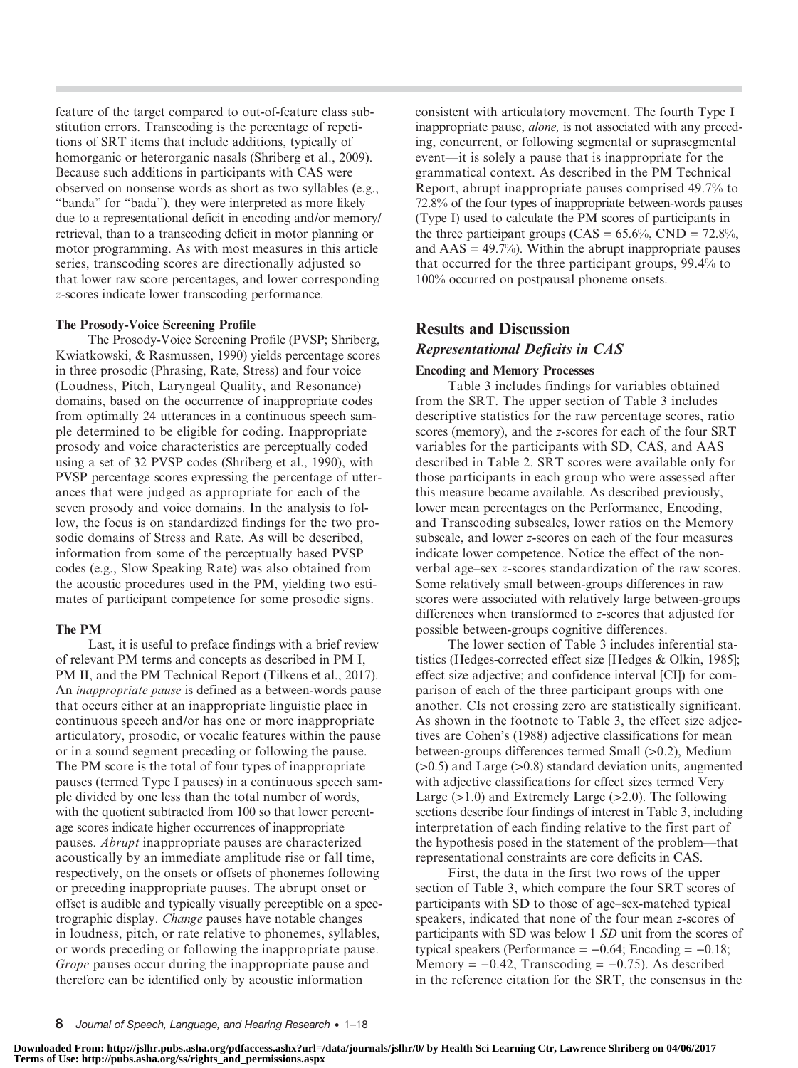feature of the target compared to out-of-feature class substitution errors. Transcoding is the percentage of repetitions of SRT items that include additions, typically of homorganic or heterorganic nasals (Shriberg et al., 2009). Because such additions in participants with CAS were observed on nonsense words as short as two syllables (e.g., "banda" for "bada"), they were interpreted as more likely due to a representational deficit in encoding and/or memory/retrieval, than to a transcoding deficit in motor planning or motor programming. As with most measures in this article series, transcoding scores are directionally adjusted so that lower raw score percentages, and lower corresponding *z*-scores indicate lower transcoding performance.

#### The Prosody-Voice Screening Profile

The Prosody-Voice Screening Profile (PVSP; Shriberg, Kwiatkowski, & Rasmussen, 1990) yields percentage scores in three prosodic (Phrasing, Rate, Stress) and four voice (Loudness, Pitch, Laryngeal Quality, and Resonance) domains, based on the occurrence of inappropriate codes from optimally 24 utterances in a continuous speech sample determined to be eligible for coding. Inappropriate prosody and voice characteristics are perceptually coded using a set of 32 PVSP codes (Shriberg et al., 1990), with PVSP percentage scores expressing the percentage of utterances that were judged as appropriate for each of the seven prosody and voice domains. In the analysis to follow, the focus is on standardized findings for the two prosodic domains of Stress and Rate. As will be described, information from some of the perceptually based PVSP codes (e.g., Slow Speaking Rate) was also obtained from the acoustic procedures used in the PM, yielding two estimates of participant competence for some prosodic signs.

#### The PM

Last, it is useful to preface findings with a brief review of relevant PM terms and concepts as described in PM I, PM II, and the PM Technical Report (Tilkens et al., 2017). An *inappropriate pause* is defined as a between-words pause that occurs either at an inappropriate linguistic place in continuous speech and/or has one or more inappropriate articulatory, prosodic, or vocalic features within the pause or in a sound segment preceding or following the pause. The PM score is the total of four types of inappropriate pauses (termed Type I pauses) in a continuous speech sample divided by one less than the total number of words, with the quotient subtracted from 100 so that lower percentage scores indicate higher occurrences of inappropriate pauses. *Abrupt* inappropriate pauses are characterized acoustically by an immediate amplitude rise or fall time, respectively, on the onsets or offsets of phonemes following or preceding inappropriate pauses. The abrupt onset or offset is audible and typically visually perceptible on a spectrographic display. *Change* pauses have notable changes in loudness, pitch, or rate relative to phonemes, syllables, or words preceding or following the inappropriate pause. *Grope* pauses occur during the inappropriate pause and therefore can be identified only by acoustic information consistent with articulatory movement. The fourth Type I inappropriate pause, *alone,* is not associated with any preceding, concurrent, or following segmental or suprasegmental event—it is solely a pause that is inappropriate for the grammatical context. As described in the PM Technical Report, abrupt inappropriate pauses comprised 49.7% to 72.8% of the four types of inappropriate between-words pauses (Type I) used to calculate the PM scores of participants in the three participant groups (CAS = 65.6%, CND = 72.8%, and AAS = 49.7%). Within the abrupt inappropriate pauses that occurred for the three participant groups, 99.4% to 100% occurred on postpausal phoneme onsets.

## Results and Discussion

### *Representational Deficits in CAS*

#### Encoding and Memory Processes

Table 3 includes findings for variables obtained from the SRT. The upper section of Table 3 includes descriptive statistics for the raw percentage scores, ratio scores (memory), and the *z*-scores for each of the four SRT variables for the participants with SD, CAS, and AAS described in Table 2. SRT scores were available only for those participants in each group who were assessed after this measure became available. As described previously, lower mean percentages on the Performance, Encoding, and Transcoding subscales, lower ratios on the Memory subscale, and lower *z*-scores on each of the four measures indicate lower competence. Notice the effect of the nonverbal age–sex *z*-scores standardization of the raw scores. Some relatively small between-groups differences in raw scores were associated with relatively large between-groups differences when transformed to *z*-scores that adjusted for possible between-groups cognitive differences.

The lower section of Table 3 includes inferential statistics (Hedges-corrected effect size [Hedges & Olkin, 1985]; effect size adjective; and confidence interval [CI]) for comparison of each of the three participant groups with one another. CIs not crossing zero are statistically significant. As shown in the footnote to Table 3, the effect size adjectives are Cohen's (1988) adjective classifications for mean between-groups differences termed Small (>0.2), Medium (>0.5) and Large (>0.8) standard deviation units, augmented with adjective classifications for effect sizes termed Very Large (>1.0) and Extremely Large (>2.0). The following sections describe four findings of interest in Table 3, including interpretation of each finding relative to the first part of the hypothesis posed in the statement of the problem—that representational constraints are core deficits in CAS.

First, the data in the first two rows of the upper section of Table 3, which compare the four SRT scores of participants with SD to those of age–sex-matched typical speakers, indicated that none of the four mean *z*-scores of participants with SD was below 1 *SD* unit from the scores of typical speakers (Performance = −0.64; Encoding = −0.18; Memory = −0.42, Transcoding = −0.75). As described in the reference citation for the SRT, the consensus in the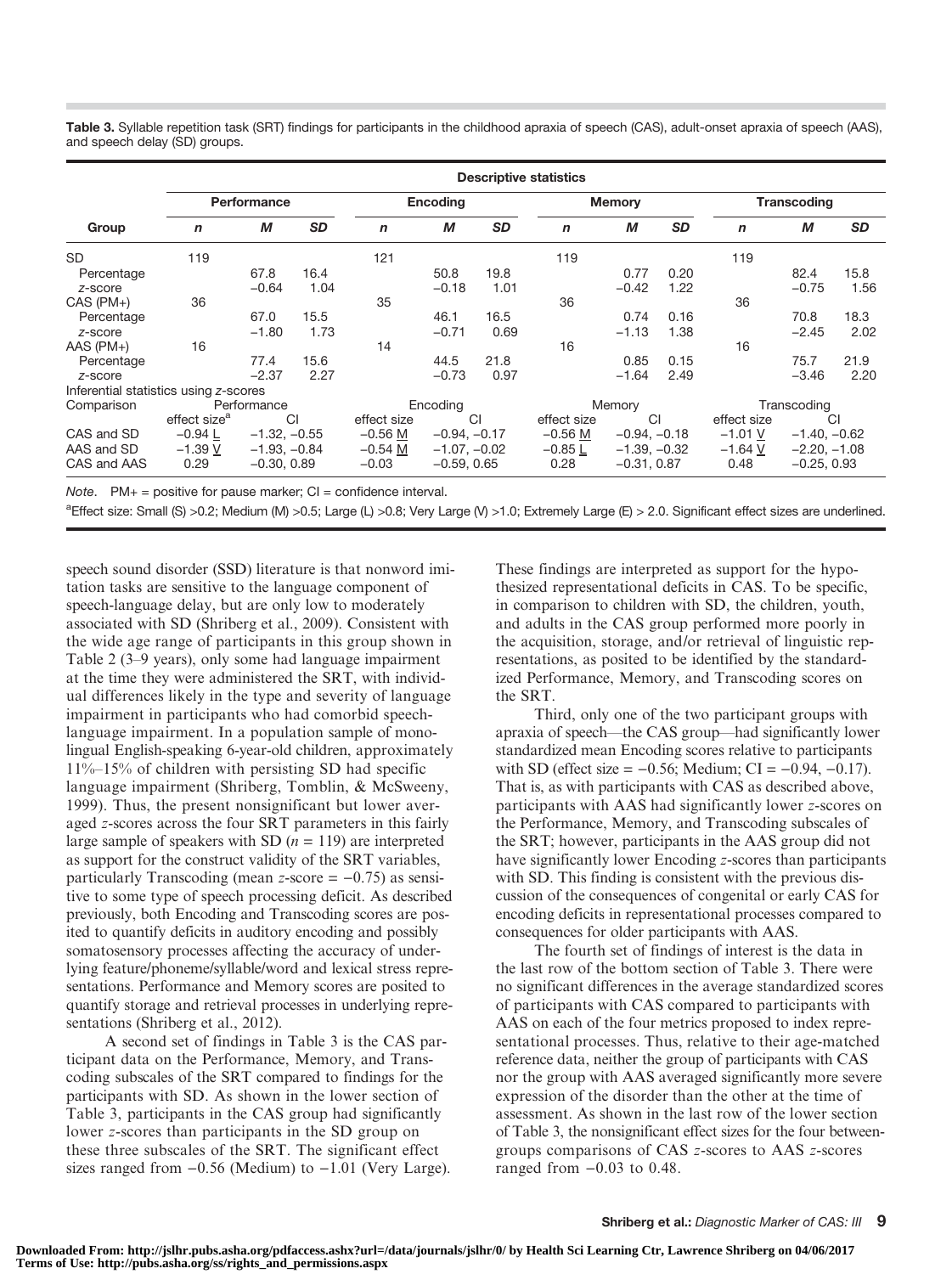**Table 3.** Syllable repetition task (SRT) findings for participants in the childhood apraxia of speech (CAS), adult-onset apraxia of speech (AAS), and speech delay (SD) groups.

| | Descriptive statistics | | | | | | | | | | | |
|---|---|---|---|---|---|---|---|---|---|---|---|---|
| | **Performance** | | | **Encoding** | | | **Memory** | | | **Transcoding** | | |
| **Group** | ***n*** | ***M*** | ***SD*** | ***n*** | ***M*** | ***SD*** | ***n*** | ***M*** | ***SD*** | ***n*** | ***M*** | ***SD*** |
| SD | 119 | | | 121 | | | 119 | | | 119 | | |
| Percentage | | 67.8 | 16.4 | | 50.8 | 19.8 | | 0.77 | 0.20 | | 82.4 | 15.8 |
| *z*-score | | −0.64 | 1.04 | | −0.18 | 1.01 | | −0.42 | 1.22 | | −0.75 | 1.56 |
| CAS (PM+) | 36 | | | 35 | | | 36 | | | 36 | | |
| Percentage | | 67.0 | 15.5 | | 46.1 | 16.5 | | 0.74 | 0.16 | | 70.8 | 18.3 |
| *z*-score | | −1.80 | 1.73 | | −0.71 | 0.69 | | −1.13 | 1.38 | | −2.45 | 2.02 |
| AAS (PM+) | 16 | | | 14 | | | 16 | | | 16 | | |
| Percentage | | 77.4 | 15.6 | | 44.5 | 21.8 | | 0.85 | 0.15 | | 75.7 | 21.9 |
| *z*-score | | −2.37 | 2.27 | | −0.73 | 0.97 | | −1.64 | 2.49 | | −3.46 | 2.20 |
| Inferential statistics using *z*-scores | | | | | | | | | | | | |
| Comparison | Performance | | | Encoding | | | Memory | | | Transcoding | | |
| | effect size[a] | CI | | effect size | CI | | effect size | CI | | effect size | CI | |
| CAS and SD | −0.94 L | −1.32, −0.55 | | −0.56 M | −0.94, −0.17 | | −0.56 M | −0.94, −0.18 | | −1.01 V | −1.40, −0.62 | |
| AAS and SD | −1.39 V | −1.93, −0.84 | | −0.54 M | −1.07, −0.02 | | −0.85 L | −1.39, −0.32 | | −1.64 V | −2.20, −1.08 | |
| CAS and AAS | 0.29 | −0.30, 0.89 | | −0.03 | −0.59, 0.65 | | 0.28 | −0.31, 0.87 | | 0.48 | −0.25, 0.93 | |

*Note.* PM+ = positive for pause marker; CI = confidence interval.

[a]Effect size: Small (S) >0.2; Medium (M) >0.5; Large (L) >0.8; Very Large (V) >1.0; Extremely Large (E) > 2.0. Significant effect sizes are underlined.

speech sound disorder (SSD) literature is that nonword imitation tasks are sensitive to the language component of speech-language delay, but are only low to moderately associated with SD (Shriberg et al., 2009). Consistent with the wide age range of participants in this group shown in Table 2 (3–9 years), only some had language impairment at the time they were administered the SRT, with individual differences likely in the type and severity of language impairment in participants who had comorbid speech-language impairment. In a population sample of monolingual English-speaking 6-year-old children, approximately 11%–15% of children with persisting SD had specific language impairment (Shriberg, Tomblin, & McSweeny, 1999). Thus, the present nonsignificant but lower averaged *z*-scores across the four SRT parameters in this fairly large sample of speakers with SD ($n = 119$) are interpreted as support for the construct validity of the SRT variables, particularly Transcoding (mean *z*-score = −0.75) as sensitive to some type of speech processing deficit. As described previously, both Encoding and Transcoding scores are posited to quantify deficits in auditory encoding and possibly somatosensory processes affecting the accuracy of underlying feature/phoneme/syllable/word and lexical stress representations. Performance and Memory scores are posited to quantify storage and retrieval processes in underlying representations (Shriberg et al., 2012).

A second set of findings in Table 3 is the CAS participant data on the Performance, Memory, and Transcoding subscales of the SRT compared to findings for the participants with SD. As shown in the lower section of Table 3, participants in the CAS group had significantly lower *z*-scores than participants in the SD group on these three subscales of the SRT. The significant effect sizes ranged from −0.56 (Medium) to −1.01 (Very Large). These findings are interpreted as support for the hypothesized representational deficits in CAS. To be specific, in comparison to children with SD, the children, youth, and adults in the CAS group performed more poorly in the acquisition, storage, and/or retrieval of linguistic representations, as posited to be identified by the standardized Performance, Memory, and Transcoding scores on the SRT.

Third, only one of the two participant groups with apraxia of speech—the CAS group—had significantly lower standardized mean Encoding scores relative to participants with SD (effect size = −0.56; Medium; CI = −0.94, −0.17). That is, as with participants with CAS as described above, participants with AAS had significantly lower *z*-scores on the Performance, Memory, and Transcoding subscales of the SRT; however, participants in the AAS group did not have significantly lower Encoding *z*-scores than participants with SD. This finding is consistent with the previous discussion of the consequences of congenital or early CAS for encoding deficits in representational processes compared to consequences for older participants with AAS.

The fourth set of findings of interest is the data in the last row of the bottom section of Table 3. There were no significant differences in the average standardized scores of participants with CAS compared to participants with AAS on each of the four metrics proposed to index representational processes. Thus, relative to their age-matched reference data, neither the group of participants with CAS nor the group with AAS averaged significantly more severe expression of the disorder than the other at the time of assessment. As shown in the last row of the lower section of Table 3, the nonsignificant effect sizes for the four between-groups comparisons of CAS *z*-scores to AAS *z*-scores ranged from −0.03 to 0.48.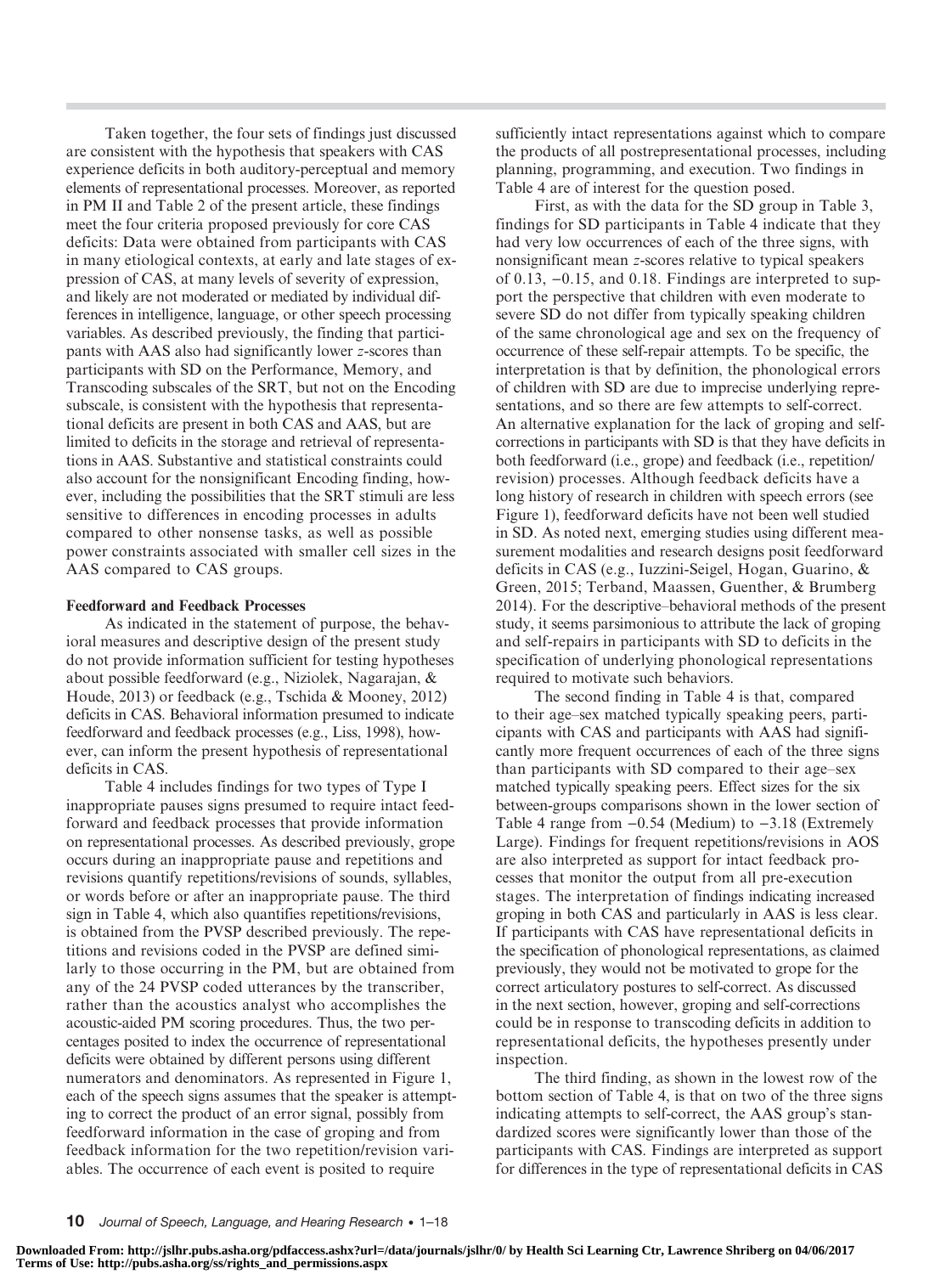Taken together, the four sets of findings just discussed are consistent with the hypothesis that speakers with CAS experience deficits in both auditory-perceptual and memory elements of representational processes. Moreover, as reported in PM II and Table 2 of the present article, these findings meet the four criteria proposed previously for core CAS deficits: Data were obtained from participants with CAS in many etiological contexts, at early and late stages of expression of CAS, at many levels of severity of expression, and likely are not moderated or mediated by individual differences in intelligence, language, or other speech processing variables. As described previously, the finding that participants with AAS also had significantly lower *z*-scores than participants with SD on the Performance, Memory, and Transcoding subscales of the SRT, but not on the Encoding subscale, is consistent with the hypothesis that representational deficits are present in both CAS and AAS, but are limited to deficits in the storage and retrieval of representations in AAS. Substantive and statistical constraints could also account for the nonsignificant Encoding finding, however, including the possibilities that the SRT stimuli are less sensitive to differences in encoding processes in adults compared to other nonsense tasks, as well as possible power constraints associated with smaller cell sizes in the AAS compared to CAS groups.

**Feedforward and Feedback Processes**

As indicated in the statement of purpose, the behavioral measures and descriptive design of the present study do not provide information sufficient for testing hypotheses about possible feedforward (e.g., Niziolek, Nagarajan, & Houde, 2013) or feedback (e.g., Tschida & Mooney, 2012) deficits in CAS. Behavioral information presumed to indicate feedforward and feedback processes (e.g., Liss, 1998), however, can inform the present hypothesis of representational deficits in CAS.

Table 4 includes findings for two types of Type I inappropriate pauses signs presumed to require intact feedforward and feedback processes that provide information on representational processes. As described previously, grope occurs during an inappropriate pause and repetitions and revisions quantify repetitions/revisions of sounds, syllables, or words before or after an inappropriate pause. The third sign in Table 4, which also quantifies repetitions/revisions, is obtained from the PVSP described previously. The repetitions and revisions coded in the PVSP are defined similarly to those occurring in the PM, but are obtained from any of the 24 PVSP coded utterances by the transcriber, rather than the acoustics analyst who accomplishes the acoustic-aided PM scoring procedures. Thus, the two percentages posited to index the occurrence of representational deficits were obtained by different persons using different numerators and denominators. As represented in Figure 1, each of the speech signs assumes that the speaker is attempting to correct the product of an error signal, possibly from feedforward information in the case of groping and from feedback information for the two repetition/revision variables. The occurrence of each event is posited to require sufficiently intact representations against which to compare the products of all postrepresentational processes, including planning, programming, and execution. Two findings in Table 4 are of interest for the question posed.

First, as with the data for the SD group in Table 3, findings for SD participants in Table 4 indicate that they had very low occurrences of each of the three signs, with nonsignificant mean *z*-scores relative to typical speakers of 0.13, −0.15, and 0.18. Findings are interpreted to support the perspective that children with even moderate to severe SD do not differ from typically speaking children of the same chronological age and sex on the frequency of occurrence of these self-repair attempts. To be specific, the interpretation is that by definition, the phonological errors of children with SD are due to imprecise underlying representations, and so there are few attempts to self-correct. An alternative explanation for the lack of groping and self-corrections in participants with SD is that they have deficits in both feedforward (i.e., grope) and feedback (i.e., repetition/revision) processes. Although feedback deficits have a long history of research in children with speech errors (see Figure 1), feedforward deficits have not been well studied in SD. As noted next, emerging studies using different measurement modalities and research designs posit feedforward deficits in CAS (e.g., Iuzzini-Seigel, Hogan, Guarino, & Green, 2015; Terband, Maassen, Guenther, & Brumberg 2014). For the descriptive–behavioral methods of the present study, it seems parsimonious to attribute the lack of groping and self-repairs in participants with SD to deficits in the specification of underlying phonological representations required to motivate such behaviors.

The second finding in Table 4 is that, compared to their age–sex matched typically speaking peers, participants with CAS and participants with AAS had significantly more frequent occurrences of each of the three signs than participants with SD compared to their age–sex matched typically speaking peers. Effect sizes for the six between-groups comparisons shown in the lower section of Table 4 range from −0.54 (Medium) to −3.18 (Extremely Large). Findings for frequent repetitions/revisions in AOS are also interpreted as support for intact feedback processes that monitor the output from all pre-execution stages. The interpretation of findings indicating increased groping in both CAS and particularly in AAS is less clear. If participants with CAS have representational deficits in the specification of phonological representations, as claimed previously, they would not be motivated to grope for the correct articulatory postures to self-correct. As discussed in the next section, however, groping and self-corrections could be in response to transcoding deficits in addition to representational deficits, the hypotheses presently under inspection.

The third finding, as shown in the lowest row of the bottom section of Table 4, is that on two of the three signs indicating attempts to self-correct, the AAS group's standardized scores were significantly lower than those of the participants with CAS. Findings are interpreted as support for differences in the type of representational deficits in CAS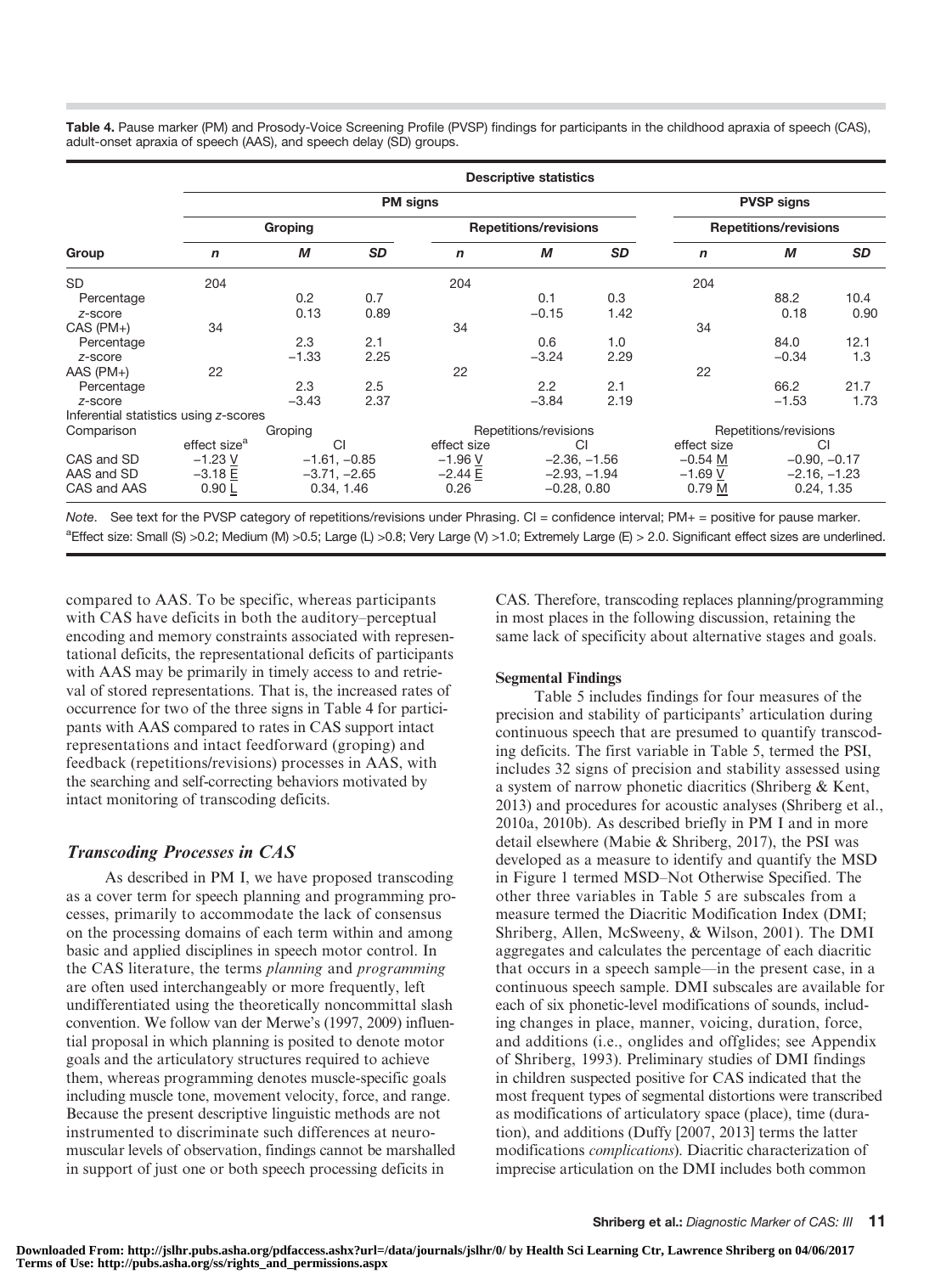Table 4. Pause marker (PM) and Prosody-Voice Screening Profile (PVSP) findings for participants in the childhood apraxia of speech (CAS), adult-onset apraxia of speech (AAS), and speech delay (SD) groups.

| | Descriptive statistics | | | | | | | | |
|---|---|---|---|---|---|---|---|---|---|
| | PM signs | | | | | | PVSP signs | | |
| | Groping | | | Repetitions/revisions | | | Repetitions/revisions | | |
| Group | *n* | *M* | *SD* | *n* | *M* | *SD* | *n* | *M* | *SD* |
| SD | 204 | | | 204 | | | 204 | | |
| Percentage | | 0.2 | 0.7 | | 0.1 | 0.3 | | 88.2 | 10.4 |
| *z*-score | | 0.13 | 0.89 | | −0.15 | 1.42 | | 0.18 | 0.90 |
| CAS (PM+) | 34 | | | 34 | | | 34 | | |
| Percentage | | 2.3 | 2.1 | | 0.6 | 1.0 | | 84.0 | 12.1 |
| *z*-score | | −1.33 | 2.25 | | −3.24 | 2.29 | | −0.34 | 1.3 |
| AAS (PM+) | 22 | | | 22 | | | 22 | | |
| Percentage | | 2.3 | 2.5 | | 2.2 | 2.1 | | 66.2 | 21.7 |
| *z*-score | | −3.43 | 2.37 | | −3.84 | 2.19 | | −1.53 | 1.73 |
| Inferential statistics using *z*-scores | | | | | | | | | |
| Comparison | Groping | | | Repetitions/revisions | | | Repetitions/revisions | | |
| | effect size[a] | CI | | effect size | CI | | effect size | CI | |
| CAS and SD | −1.23 V | −1.61, −0.85 | | −1.96 V | −2.36, −1.56 | | −0.54 M | −0.90, −0.17 | |
| AAS and SD | −3.18 E | −3.71, −2.65 | | −2.44 E | −2.93, −1.94 | | −1.69 V | −2.16, −1.23 | |
| CAS and AAS | 0.90 L | 0.34, 1.46 | | 0.26 | −0.28, 0.80 | | 0.79 M | 0.24, 1.35 | |

*Note.* See text for the PVSP category of repetitions/revisions under Phrasing. CI = confidence interval; PM+ = positive for pause marker.
[a]Effect size: Small (S) >0.2; Medium (M) >0.5; Large (L) >0.8; Very Large (V) >1.0; Extremely Large (E) > 2.0. Significant effect sizes are underlined.

compared to AAS. To be specific, whereas participants with CAS have deficits in both the auditory–perceptual encoding and memory constraints associated with representational deficits, the representational deficits of participants with AAS may be primarily in timely access to and retrieval of stored representations. That is, the increased rates of occurrence for two of the three signs in Table 4 for participants with AAS compared to rates in CAS support intact representations and intact feedforward (groping) and feedback (repetitions/revisions) processes in AAS, with the searching and self-correcting behaviors motivated by intact monitoring of transcoding deficits.

## *Transcoding Processes in CAS*

As described in PM I, we have proposed transcoding as a cover term for speech planning and programming processes, primarily to accommodate the lack of consensus on the processing domains of each term within and among basic and applied disciplines in speech motor control. In the CAS literature, the terms *planning* and *programming* are often used interchangeably or more frequently, left undifferentiated using the theoretically noncommittal slash convention. We follow van der Merwe's (1997, 2009) influential proposal in which planning is posited to denote motor goals and the articulatory structures required to achieve them, whereas programming denotes muscle-specific goals including muscle tone, movement velocity, force, and range. Because the present descriptive linguistic methods are not instrumented to discriminate such differences at neuromuscular levels of observation, findings cannot be marshalled in support of just one or both speech processing deficits in CAS. Therefore, transcoding replaces planning/programming in most places in the following discussion, retaining the same lack of specificity about alternative stages and goals.

### Segmental Findings

Table 5 includes findings for four measures of the precision and stability of participants' articulation during continuous speech that are presumed to quantify transcoding deficits. The first variable in Table 5, termed the PSI, includes 32 signs of precision and stability assessed using a system of narrow phonetic diacritics (Shriberg & Kent, 2013) and procedures for acoustic analyses (Shriberg et al., 2010a, 2010b). As described briefly in PM I and in more detail elsewhere (Mabie & Shriberg, 2017), the PSI was developed as a measure to identify and quantify the MSD in Figure 1 termed MSD–Not Otherwise Specified. The other three variables in Table 5 are subscales from a measure termed the Diacritic Modification Index (DMI; Shriberg, Allen, McSweeny, & Wilson, 2001). The DMI aggregates and calculates the percentage of each diacritic that occurs in a speech sample—in the present case, in a continuous speech sample. DMI subscales are available for each of six phonetic-level modifications of sounds, including changes in place, manner, voicing, duration, force, and additions (i.e., onglides and offglides; see Appendix of Shriberg, 1993). Preliminary studies of DMI findings in children suspected positive for CAS indicated that the most frequent types of segmental distortions were transcribed as modifications of articulatory space (place), time (duration), and additions (Duffy [2007, 2013] terms the latter modifications *complications*). Diacritic characterization of imprecise articulation on the DMI includes both common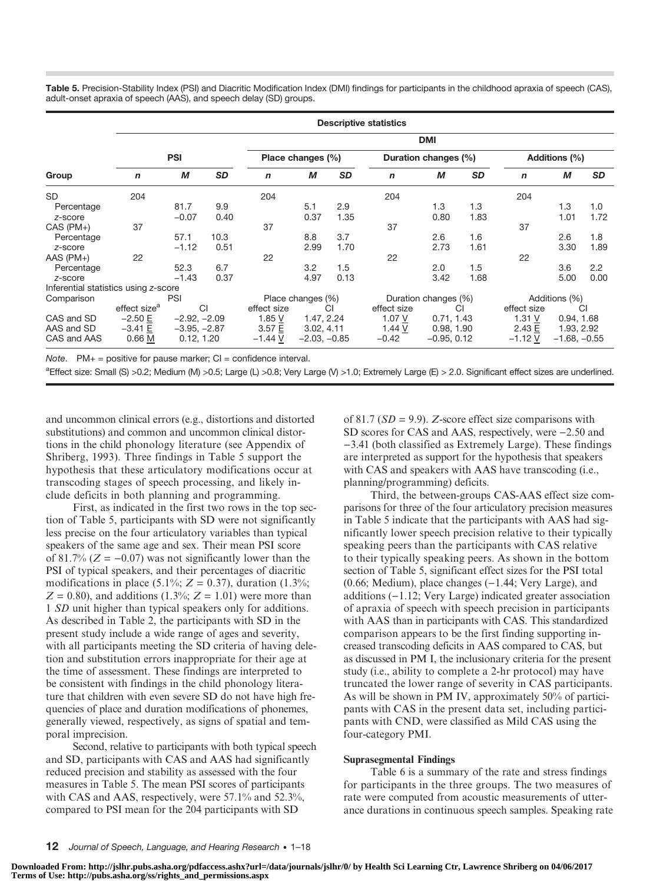**Table 5.** Precision-Stability Index (PSI) and Diacritic Modification Index (DMI) findings for participants in the childhood apraxia of speech (CAS), adult-onset apraxia of speech (AAS), and speech delay (SD) groups.

| Group | PSI | | | DMI: Place changes (%) | | | DMI: Duration changes (%) | | | DMI: Additions (%) | | |
|---|---|---|---|---|---|---|---|---|---|---|---|---|
| | *n* | *M* | *SD* | *n* | *M* | *SD* | *n* | *M* | *SD* | *n* | *M* | *SD* |
| SD | 204 | | | 204 | | | 204 | | | 204 | | |
| Percentage | | 81.7 | 9.9 | | 5.1 | 2.9 | | 1.3 | 1.3 | | 1.3 | 1.0 |
| *z*-score | | −0.07 | 0.40 | | 0.37 | 1.35 | | 0.80 | 1.83 | | 1.01 | 1.72 |
| CAS (PM+) | 37 | | | 37 | | | 37 | | | 37 | | |
| Percentage | | 57.1 | 10.3 | | 8.8 | 3.7 | | 2.6 | 1.6 | | 2.6 | 1.8 |
| *z*-score | | −1.12 | 0.51 | | 2.99 | 1.70 | | 2.73 | 1.61 | | 3.30 | 1.89 |
| AAS (PM+) | 22 | | | 22 | | | 22 | | | 22 | | |
| Percentage | | 52.3 | 6.7 | | 3.2 | 1.5 | | 2.0 | 1.5 | | 3.6 | 2.2 |
| *z*-score | | −1.43 | 0.37 | | 4.97 | 0.13 | | 3.42 | 1.68 | | 5.00 | 0.00 |
| Inferential statistics using *z*-score | | | | | | | | | | | | |
| Comparison | PSI | | | Place changes (%) | | | Duration changes (%) | | | Additions (%) | | |
| | effect size[a] | CI | | effect size | CI | | effect size | CI | | effect size | CI | |
| CAS and SD | −2.50 E | −2.92, −2.09 | | 1.85 V | 1.47, 2.24 | | 1.07 V | 0.71, 1.43 | | 1.31 V | 0.94, 1.68 | |
| AAS and SD | −3.41 E | −3.95, −2.87 | | 3.57 E | 3.02, 4.11 | | 1.44 V | 0.98, 1.90 | | 2.43 E | 1.93, 2.92 | |
| CAS and AAS | 0.66 M | 0.12, 1.20 | | −1.44 V | −2.03, −0.85 | | −0.42 | −0.95, 0.12 | | −1.12 V | −1.68, −0.55 | |

*Note.* PM+ = positive for pause marker; CI = confidence interval.

[a]Effect size: Small (S) >0.2; Medium (M) >0.5; Large (L) >0.8; Very Large (V) >1.0; Extremely Large (E) > 2.0. Significant effect sizes are underlined.

and uncommon clinical errors (e.g., distortions and distorted substitutions) and common and uncommon clinical distortions in the child phonology literature (see Appendix of Shriberg, 1993). Three findings in Table 5 support the hypothesis that these articulatory modifications occur at transcoding stages of speech processing, and likely include deficits in both planning and programming.

First, as indicated in the first two rows in the top section of Table 5, participants with SD were not significantly less precise on the four articulatory variables than typical speakers of the same age and sex. Their mean PSI score of 81.7% ($Z = -0.07$) was not significantly lower than the PSI of typical speakers, and their percentages of diacritic modifications in place (5.1%; $Z = 0.37$), duration (1.3%; $Z = 0.80$), and additions (1.3%; $Z = 1.01$) were more than 1 *SD* unit higher than typical speakers only for additions. As described in Table 2, the participants with SD in the present study include a wide range of ages and severity, with all participants meeting the SD criteria of having deletion and substitution errors inappropriate for their age at the time of assessment. These findings are interpreted to be consistent with findings in the child phonology literature that children with even severe SD do not have high frequencies of place and duration modifications of phonemes, generally viewed, respectively, as signs of spatial and temporal imprecision.

Second, relative to participants with both typical speech and SD, participants with CAS and AAS had significantly reduced precision and stability as assessed with the four measures in Table 5. The mean PSI scores of participants with CAS and AAS, respectively, were 57.1% and 52.3%, compared to PSI mean for the 204 participants with SD of 81.7 ($SD = 9.9$). *Z*-score effect size comparisons with SD scores for CAS and AAS, respectively, were −2.50 and −3.41 (both classified as Extremely Large). These findings are interpreted as support for the hypothesis that speakers with CAS and speakers with AAS have transcoding (i.e., planning/programming) deficits.

Third, the between-groups CAS-AAS effect size comparisons for three of the four articulatory precision measures in Table 5 indicate that the participants with AAS had significantly lower speech precision relative to their typically speaking peers than the participants with CAS relative to their typically speaking peers. As shown in the bottom section of Table 5, significant effect sizes for the PSI total (0.66; Medium), place changes (−1.44; Very Large), and additions (−1.12; Very Large) indicated greater association of apraxia of speech with speech precision in participants with AAS than in participants with CAS. This standardized comparison appears to be the first finding supporting increased transcoding deficits in AAS compared to CAS, but as discussed in PM I, the inclusionary criteria for the present study (i.e., ability to complete a 2-hr protocol) may have truncated the lower range of severity in CAS participants. As will be shown in PM IV, approximately 50% of participants with CAS in the present data set, including participants with CND, were classified as Mild CAS using the four-category PMI.

### Suprasegmental Findings

Table 6 is a summary of the rate and stress findings for participants in the three groups. The two measures of rate were computed from acoustic measurements of utterance durations in continuous speech samples. Speaking rate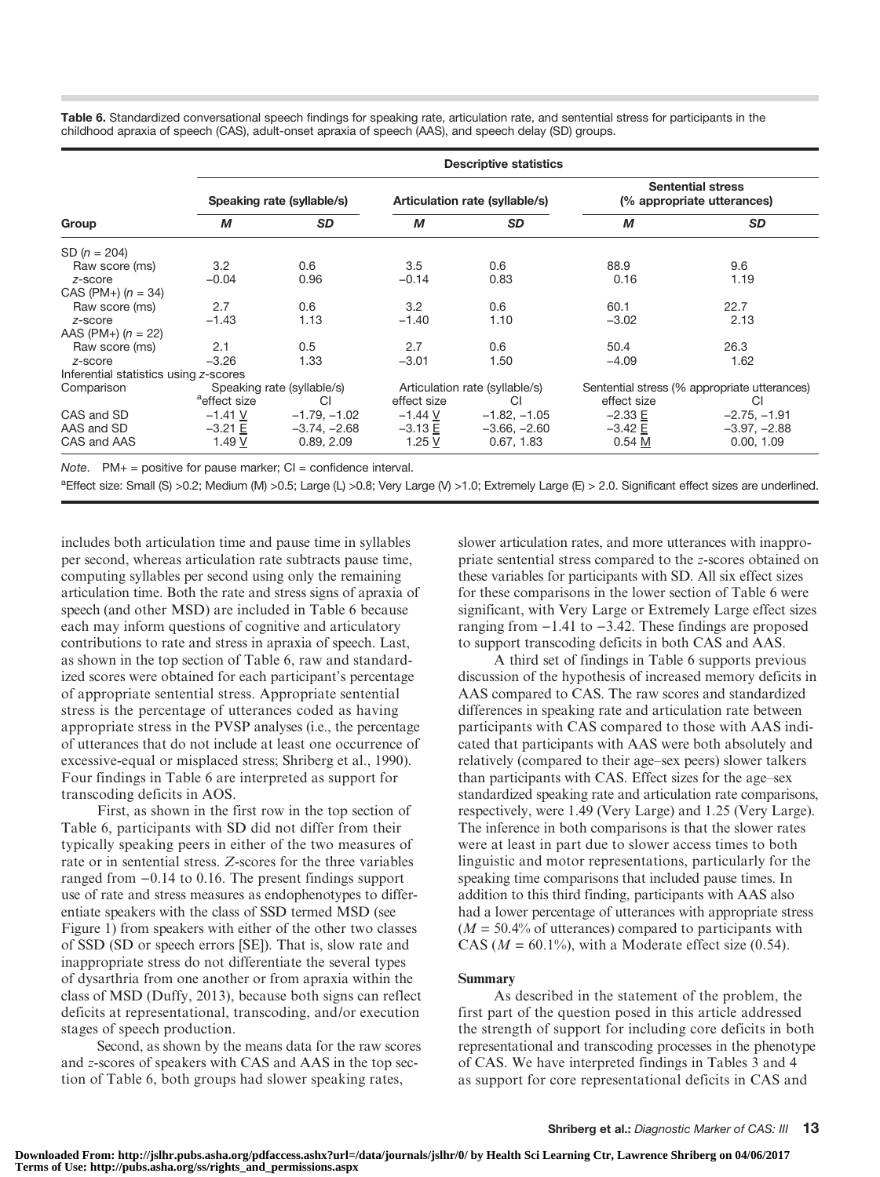**Table 6.** Standardized conversational speech findings for speaking rate, articulation rate, and sentential stress for participants in the childhood apraxia of speech (CAS), adult-onset apraxia of speech (AAS), and speech delay (SD) groups.

| | Descriptive statistics | | | | | |
|---|---|---|---|---|---|---|
| | Speaking rate (syllable/s) | | Articulation rate (syllable/s) | | Sentential stress (% appropriate utterances) | |
| **Group** | ***M*** | ***SD*** | ***M*** | ***SD*** | ***M*** | ***SD*** |
| SD (*n* = 204) | | | | | | |
| Raw score (ms) | 3.2 | 0.6 | 3.5 | 0.6 | 88.9 | 9.6 |
| *z*-score | −0.04 | 0.96 | −0.14 | 0.83 | 0.16 | 1.19 |
| CAS (PM+) (*n* = 34) | | | | | | |
| Raw score (ms) | 2.7 | 0.6 | 3.2 | 0.6 | 60.1 | 22.7 |
| *z*-score | −1.43 | 1.13 | −1.40 | 1.10 | −3.02 | 2.13 |
| AAS (PM+) (*n* = 22) | | | | | | |
| Raw score (ms) | 2.1 | 0.5 | 2.7 | 0.6 | 50.4 | 26.3 |
| *z*-score | −3.26 | 1.33 | −3.01 | 1.50 | −4.09 | 1.62 |
| Inferential statistics using *z*-scores | | | | | | |
| Comparison | Speaking rate (syllable/s) | | Articulation rate (syllable/s) | | Sentential stress (% appropriate utterances) | |
| | [a]effect size | CI | effect size | CI | effect size | CI |
| CAS and SD | −1.41 <u>V</u> | −1.79, −1.02 | −1.44 <u>V</u> | −1.82, −1.05 | −2.33 <u>E</u> | −2.75, −1.91 |
| AAS and SD | −3.21 <u>E</u> | −3.74, −2.68 | −3.13 <u>E</u> | −3.66, −2.60 | −3.42 <u>E</u> | −3.97, −2.88 |
| CAS and AAS | 1.49 <u>V</u> | 0.89, 2.09 | 1.25 <u>V</u> | 0.67, 1.83 | 0.54 <u>M</u> | 0.00, 1.09 |

*Note.* PM+ = positive for pause marker; CI = confidence interval.

[a]Effect size: Small (S) >0.2; Medium (M) >0.5; Large (L) >0.8; Very Large (V) >1.0; Extremely Large (E) > 2.0. Significant effect sizes are underlined.

includes both articulation time and pause time in syllables per second, whereas articulation rate subtracts pause time, computing syllables per second using only the remaining articulation time. Both the rate and stress signs of apraxia of speech (and other MSD) are included in Table 6 because each may inform questions of cognitive and articulatory contributions to rate and stress in apraxia of speech. Last, as shown in the top section of Table 6, raw and standardized scores were obtained for each participant's percentage of appropriate sentential stress. Appropriate sentential stress is the percentage of utterances coded as having appropriate stress in the PVSP analyses (i.e., the percentage of utterances that do not include at least one occurrence of excessive-equal or misplaced stress; Shriberg et al., 1990). Four findings in Table 6 are interpreted as support for transcoding deficits in AOS.

First, as shown in the first row in the top section of Table 6, participants with SD did not differ from their typically speaking peers in either of the two measures of rate or in sentential stress. *Z*-scores for the three variables ranged from −0.14 to 0.16. The present findings support use of rate and stress measures as endophenotypes to differentiate speakers with the class of SSD termed MSD (see Figure 1) from speakers with either of the other two classes of SSD (SD or speech errors [SE]). That is, slow rate and inappropriate stress do not differentiate the several types of dysarthria from one another or from apraxia within the class of MSD (Duffy, 2013), because both signs can reflect deficits at representational, transcoding, and/or execution stages of speech production.

Second, as shown by the means data for the raw scores and *z*-scores of speakers with CAS and AAS in the top section of Table 6, both groups had slower speaking rates, slower articulation rates, and more utterances with inappropriate sentential stress compared to the *z*-scores obtained on these variables for participants with SD. All six effect sizes for these comparisons in the lower section of Table 6 were significant, with Very Large or Extremely Large effect sizes ranging from −1.41 to −3.42. These findings are proposed to support transcoding deficits in both CAS and AAS.

A third set of findings in Table 6 supports previous discussion of the hypothesis of increased memory deficits in AAS compared to CAS. The raw scores and standardized differences in speaking rate and articulation rate between participants with CAS compared to those with AAS indicated that participants with AAS were both absolutely and relatively (compared to their age–sex peers) slower talkers than participants with CAS. Effect sizes for the age–sex standardized speaking rate and articulation rate comparisons, respectively, were 1.49 (Very Large) and 1.25 (Very Large). The inference in both comparisons is that the slower rates were at least in part due to slower access times to both linguistic and motor representations, particularly for the speaking time comparisons that included pause times. In addition to this third finding, participants with AAS also had a lower percentage of utterances with appropriate stress ($M$ = 50.4% of utterances) compared to participants with CAS ($M$ = 60.1%), with a Moderate effect size (0.54).

### Summary

As described in the statement of the problem, the first part of the question posed in this article addressed the strength of support for including core deficits in both representational and transcoding processes in the phenotype of CAS. We have interpreted findings in Tables 3 and 4 as support for core representational deficits in CAS and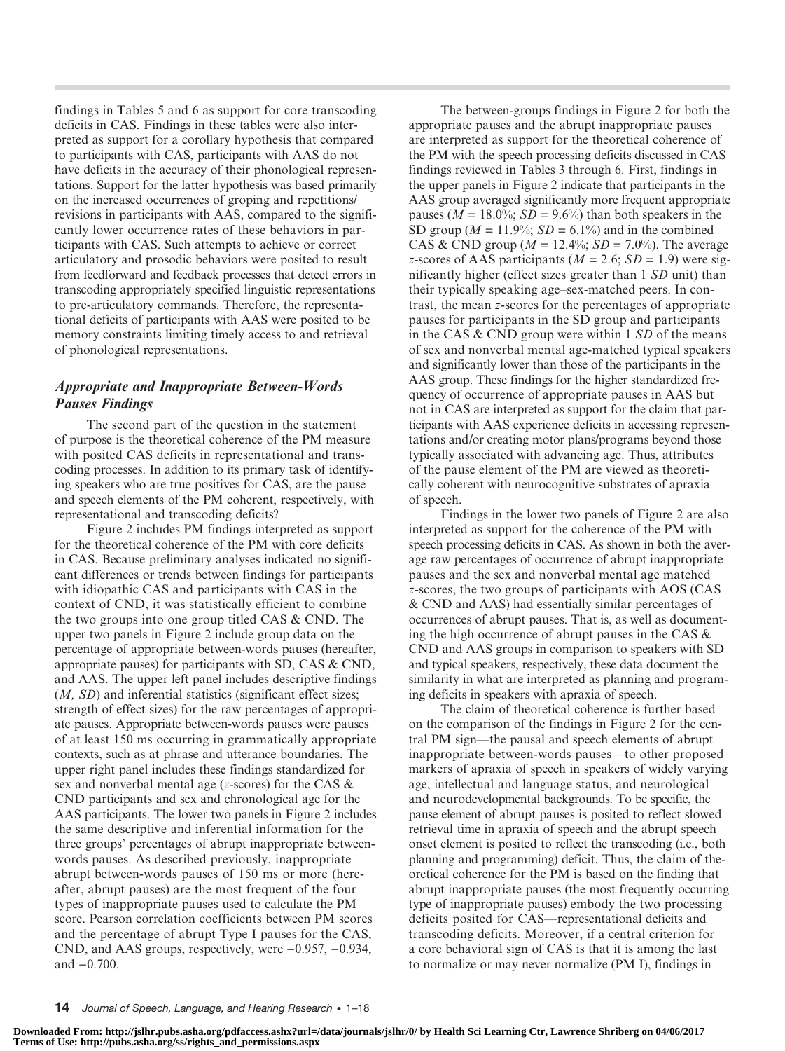findings in Tables 5 and 6 as support for core transcoding deficits in CAS. Findings in these tables were also interpreted as support for a corollary hypothesis that compared to participants with CAS, participants with AAS do not have deficits in the accuracy of their phonological representations. Support for the latter hypothesis was based primarily on the increased occurrences of groping and repetitions/revisions in participants with AAS, compared to the significantly lower occurrence rates of these behaviors in participants with CAS. Such attempts to achieve or correct articulatory and prosodic behaviors were posited to result from feedforward and feedback processes that detect errors in transcoding appropriately specified linguistic representations to pre-articulatory commands. Therefore, the representational deficits of participants with AAS were posited to be memory constraints limiting timely access to and retrieval of phonological representations.

### Appropriate and Inappropriate Between-Words Pauses Findings

The second part of the question in the statement of purpose is the theoretical coherence of the PM measure with posited CAS deficits in representational and transcoding processes. In addition to its primary task of identifying speakers who are true positives for CAS, are the pause and speech elements of the PM coherent, respectively, with representational and transcoding deficits?

Figure 2 includes PM findings interpreted as support for the theoretical coherence of the PM with core deficits in CAS. Because preliminary analyses indicated no significant differences or trends between findings for participants with idiopathic CAS and participants with CAS in the context of CND, it was statistically efficient to combine the two groups into one group titled CAS & CND. The upper two panels in Figure 2 include group data on the percentage of appropriate between-words pauses (hereafter, appropriate pauses) for participants with SD, CAS & CND, and AAS. The upper left panel includes descriptive findings (*M, SD*) and inferential statistics (significant effect sizes; strength of effect sizes) for the raw percentages of appropriate pauses. Appropriate between-words pauses were pauses of at least 150 ms occurring in grammatically appropriate contexts, such as at phrase and utterance boundaries. The upper right panel includes these findings standardized for sex and nonverbal mental age (*z*-scores) for the CAS & CND participants and sex and chronological age for the AAS participants. The lower two panels in Figure 2 includes the same descriptive and inferential information for the three groups' percentages of abrupt inappropriate between-words pauses. As described previously, inappropriate abrupt between-words pauses of 150 ms or more (hereafter, abrupt pauses) are the most frequent of the four types of inappropriate pauses used to calculate the PM score. Pearson correlation coefficients between PM scores and the percentage of abrupt Type I pauses for the CAS, CND, and AAS groups, respectively, were −0.957, −0.934, and −0.700.

The between-groups findings in Figure 2 for both the appropriate pauses and the abrupt inappropriate pauses are interpreted as support for the theoretical coherence of the PM with the speech processing deficits discussed in CAS findings reviewed in Tables 3 through 6. First, findings in the upper panels in Figure 2 indicate that participants in the AAS group averaged significantly more frequent appropriate pauses ($M$ = 18.0%; $SD$ = 9.6%) than both speakers in the SD group ($M$ = 11.9%; $SD$ = 6.1%) and in the combined CAS & CND group ($M$ = 12.4%; $SD$ = 7.0%). The average *z*-scores of AAS participants ($M$ = 2.6; $SD$ = 1.9) were significantly higher (effect sizes greater than 1 *SD* unit) than their typically speaking age–sex-matched peers. In contrast, the mean *z*-scores for the percentages of appropriate pauses for participants in the SD group and participants in the CAS & CND group were within 1 *SD* of the means of sex and nonverbal mental age-matched typical speakers and significantly lower than those of the participants in the AAS group. These findings for the higher standardized frequency of occurrence of appropriate pauses in AAS but not in CAS are interpreted as support for the claim that participants with AAS experience deficits in accessing representations and/or creating motor plans/programs beyond those typically associated with advancing age. Thus, attributes of the pause element of the PM are viewed as theoretically coherent with neurocognitive substrates of apraxia of speech.

Findings in the lower two panels of Figure 2 are also interpreted as support for the coherence of the PM with speech processing deficits in CAS. As shown in both the average raw percentages of occurrence of abrupt inappropriate pauses and the sex and nonverbal mental age matched *z*-scores, the two groups of participants with AOS (CAS & CND and AAS) had essentially similar percentages of occurrences of abrupt pauses. That is, as well as documenting the high occurrence of abrupt pauses in the CAS & CND and AAS groups in comparison to speakers with SD and typical speakers, respectively, these data document the similarity in what are interpreted as planning and programing deficits in speakers with apraxia of speech.

The claim of theoretical coherence is further based on the comparison of the findings in Figure 2 for the central PM sign—the pausal and speech elements of abrupt inappropriate between-words pauses—to other proposed markers of apraxia of speech in speakers of widely varying age, intellectual and language status, and neurological and neurodevelopmental backgrounds. To be specific, the pause element of abrupt pauses is posited to reflect slowed retrieval time in apraxia of speech and the abrupt speech onset element is posited to reflect the transcoding (i.e., both planning and programming) deficit. Thus, the claim of theoretical coherence for the PM is based on the finding that abrupt inappropriate pauses (the most frequently occurring type of inappropriate pauses) embody the two processing deficits posited for CAS—representational deficits and transcoding deficits. Moreover, if a central criterion for a core behavioral sign of CAS is that it is among the last to normalize or may never normalize (PM I), findings in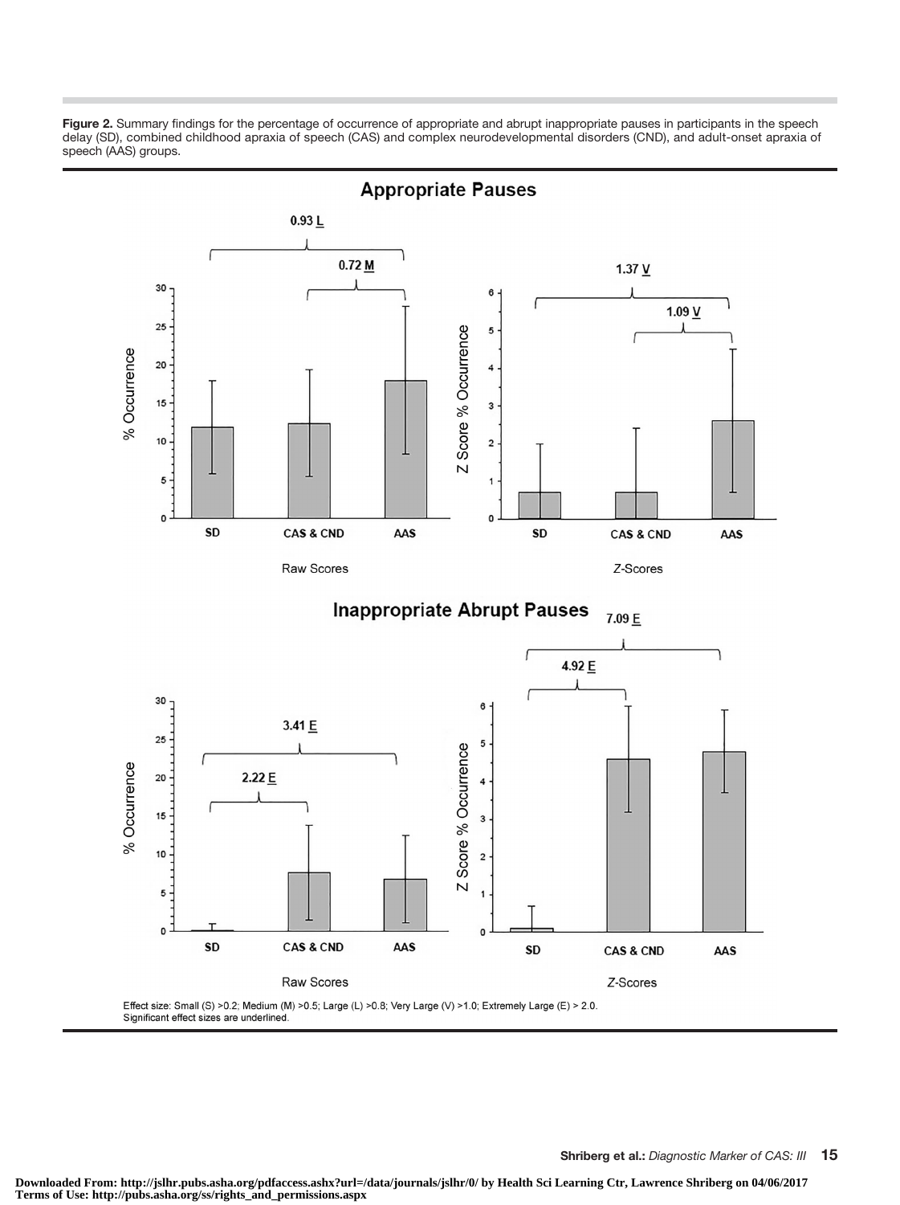**Figure 2.** Summary findings for the percentage of occurrence of appropriate and abrupt inappropriate pauses in participants in the speech delay (SD), combined childhood apraxia of speech (CAS) and complex neurodevelopmental disorders (CND), and adult-onset apraxia of speech (AAS) groups.

Effect size: Small (S) >0.2; Medium (M) >0.5; Large (L) >0.8; Very Large (V) >1.0; Extremely Large (E) > 2.0.
Significant effect sizes are underlined.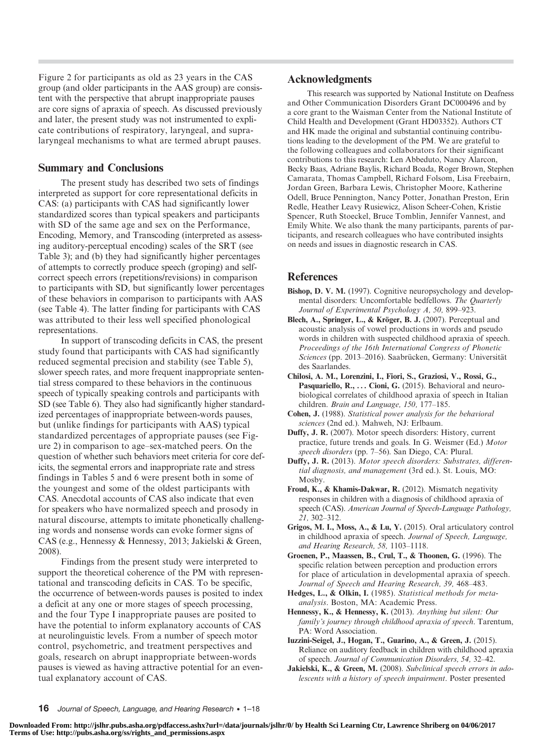Figure 2 for participants as old as 23 years in the CAS group (and older participants in the AAS group) are consistent with the perspective that abrupt inappropriate pauses are core signs of apraxia of speech. As discussed previously and later, the present study was not instrumented to explicate contributions of respiratory, laryngeal, and supralaryngeal mechanisms to what are termed abrupt pauses.

## Summary and Conclusions

The present study has described two sets of findings interpreted as support for core representational deficits in CAS: (a) participants with CAS had significantly lower standardized scores than typical speakers and participants with SD of the same age and sex on the Performance, Encoding, Memory, and Transcoding (interpreted as assessing auditory-perceptual encoding) scales of the SRT (see Table 3); and (b) they had significantly higher percentages of attempts to correctly produce speech (groping) and self-correct speech errors (repetitions/revisions) in comparison to participants with SD, but significantly lower percentages of these behaviors in comparison to participants with AAS (see Table 4). The latter finding for participants with CAS was attributed to their less well specified phonological representations.

In support of transcoding deficits in CAS, the present study found that participants with CAS had significantly reduced segmental precision and stability (see Table 5), slower speech rates, and more frequent inappropriate sentential stress compared to these behaviors in the continuous speech of typically speaking controls and participants with SD (see Table 6). They also had significantly higher standardized percentages of inappropriate between-words pauses, but (unlike findings for participants with AAS) typical standardized percentages of appropriate pauses (see Figure 2) in comparison to age–sex-matched peers. On the question of whether such behaviors meet criteria for core deficits, the segmental errors and inappropriate rate and stress findings in Tables 5 and 6 were present both in some of the youngest and some of the oldest participants with CAS. Anecdotal accounts of CAS also indicate that even for speakers who have normalized speech and prosody in natural discourse, attempts to imitate phonetically challenging words and nonsense words can evoke former signs of CAS (e.g., Hennessy & Hennessy, 2013; Jakielski & Green, 2008).

Findings from the present study were interpreted to support the theoretical coherence of the PM with representational and transcoding deficits in CAS. To be specific, the occurrence of between-words pauses is posited to index a deficit at any one or more stages of speech processing, and the four Type I inappropriate pauses are posited to have the potential to inform explanatory accounts of CAS at neurolinguistic levels. From a number of speech motor control, psychometric, and treatment perspectives and goals, research on abrupt inappropriate between-words pauses is viewed as having attractive potential for an eventual explanatory account of CAS.

## Acknowledgments

This research was supported by National Institute on Deafness and Other Communication Disorders Grant DC000496 and by a core grant to the Waisman Center from the National Institute of Child Health and Development (Grant HD03352). Authors CT and HK made the original and substantial continuing contributions leading to the development of the PM. We are grateful to the following colleagues and collaborators for their significant contributions to this research: Len Abbeduto, Nancy Alarcon, Becky Baas, Adriane Baylis, Richard Boada, Roger Brown, Stephen Camarata, Thomas Campbell, Richard Folsom, Lisa Freebairn, Jordan Green, Barbara Lewis, Christopher Moore, Katherine Odell, Bruce Pennington, Nancy Potter, Jonathan Preston, Erin Redle, Heather Leavy Rusiewicz, Alison Scheer-Cohen, Kristie Spencer, Ruth Stoeckel, Bruce Tomblin, Jennifer Vannest, and Emily White. We also thank the many participants, parents of participants, and research colleagues who have contributed insights on needs and issues in diagnostic research in CAS.

## References

**Bishop, D. V. M.** (1997). Cognitive neuropsychology and developmental disorders: Uncomfortable bedfellows. *The Quarterly Journal of Experimental Psychology A, 50,* 899–923.

**Blech, A., Springer, L., & Kröger, B. J.** (2007). Perceptual and acoustic analysis of vowel productions in words and pseudo words in children with suspected childhood apraxia of speech. *Proceedings of the 16th International Congress of Phonetic Sciences* (pp. 2013–2016). Saabrücken, Germany: Universität des Saarlandes.

**Chilosi, A. M., Lorenzini, I., Fiori, S., Graziosi, V., Rossi, G., Pasquariello, R., . . . Cioni, G.** (2015). Behavioral and neurobiological correlates of childhood apraxia of speech in Italian children. *Brain and Language, 150,* 177–185.

**Cohen, J.** (1988). *Statistical power analysis for the behavioral sciences* (2nd ed.). Mahweh, NJ: Erlbaum.

**Duffy, J. R.** (2007). Motor speech disorders: History, current practice, future trends and goals. In G. Weismer (Ed.) *Motor speech disorders* (pp. 7–56). San Diego, CA: Plural.

**Duffy, J. R.** (2013). *Motor speech disorders: Substrates, differential diagnosis, and management* (3rd ed.). St. Louis, MO: Mosby.

**Froud, K., & Khamis-Dakwar, R.** (2012). Mismatch negativity responses in children with a diagnosis of childhood apraxia of speech (CAS). *American Journal of Speech-Language Pathology, 21,* 302–312.

**Grigos, M. I., Moss, A., & Lu, Y.** (2015). Oral articulatory control in childhood apraxia of speech. *Journal of Speech, Language, and Hearing Research, 58,* 1103–1118.

**Groenen, P., Maassen, B., Crul, T., & Thoonen, G.** (1996). The specific relation between perception and production errors for place of articulation in developmental apraxia of speech. *Journal of Speech and Hearing Research, 39,* 468–483.

**Hedges, L., & Olkin, I.** (1985). *Statistical methods for meta-analysis*. Boston, MA: Academic Press.

**Hennessy, K., & Hennessy, K.** (2013). *Anything but silent: Our family's journey through childhood apraxia of speech*. Tarentum, PA: Word Association.

**Iuzzini-Seigel, J., Hogan, T., Guarino, A., & Green, J.** (2015). Reliance on auditory feedback in children with childhood apraxia of speech. *Journal of Communication Disorders, 54,* 32–42.

**Jakielski, K., & Green, M.** (2008). *Subclinical speech errors in adolescents with a history of speech impairment*. Poster presented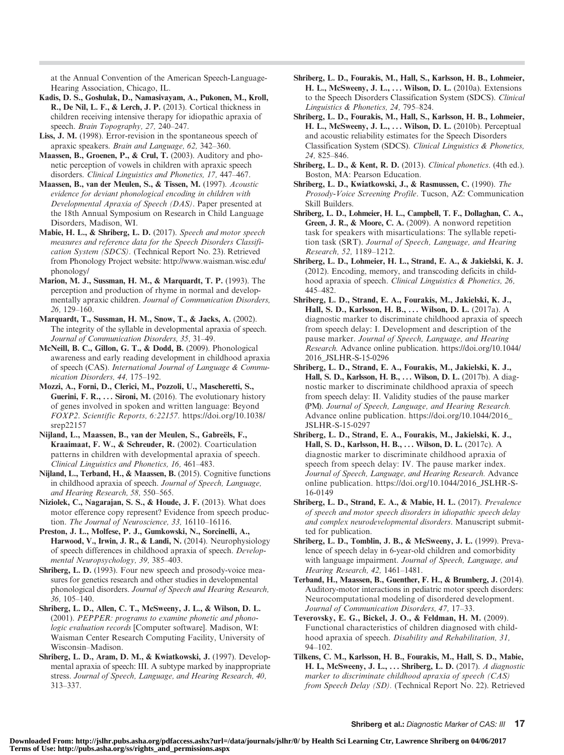at the Annual Convention of the American Speech-Language-Hearing Association, Chicago, IL.

**Kadis, D. S., Goshulak, D., Namasivayam, A., Pukonen, M., Kroll, R., De Nil, L. F., & Lerch, J. P.** (2013). Cortical thickness in children receiving intensive therapy for idiopathic apraxia of speech. *Brain Topography, 27,* 240–247.

**Liss, J. M.** (1998). Error-revision in the spontaneous speech of apraxic speakers. *Brain and Language, 62,* 342–360.

**Maassen, B., Groenen, P., & Crul, T.** (2003). Auditory and phonetic perception of vowels in children with apraxic speech disorders. *Clinical Linguistics and Phonetics, 17,* 447–467.

**Maassen, B., van der Meulen, S., & Tissen, M.** (1997). *Acoustic evidence for deviant phonological encoding in children with Developmental Apraxia of Speech (DAS)*. Paper presented at the 18th Annual Symposium on Research in Child Language Disorders, Madison, WI.

**Mabie, H. L., & Shriberg, L. D.** (2017). *Speech and motor speech measures and reference data for the Speech Disorders Classification System (SDCS)*. (Technical Report No. 23). Retrieved from Phonology Project website: http://www.waisman.wisc.edu/phonology/

**Marion, M. J., Sussman, H. M., & Marquardt, T. P.** (1993). The perception and production of rhyme in normal and developmentally apraxic children. *Journal of Communication Disorders, 26,* 129–160.

**Marquardt, T., Sussman, H. M., Snow, T., & Jacks, A.** (2002). The integrity of the syllable in developmental apraxia of speech. *Journal of Communication Disorders, 35,* 31–49.

**McNeill, B. C., Gillon, G. T., & Dodd, B.** (2009). Phonological awareness and early reading development in childhood apraxia of speech (CAS). *International Journal of Language & Communication Disorders, 44,* 175–192.

**Mozzi, A., Forni, D., Clerici, M., Pozzoli, U., Mascheretti, S., Guerini, F. R., . . . Sironi, M.** (2016). The evolutionary history of genes involved in spoken and written language: Beyond *FOXP2*. *Scientific Reports, 6:22157.* https://doi.org/10.1038/srep22157

**Nijland, L., Maassen, B., van der Meulen, S., Gabreëls, F., Kraaimaat, F. W., & Schreuder, R.** (2002). Coarticulation patterns in children with developmental apraxia of speech. *Clinical Linguistics and Phonetics, 16,* 461–483.

**Nijland, L., Terband, H., & Maassen, B.** (2015). Cognitive functions in childhood apraxia of speech. *Journal of Speech, Language, and Hearing Research, 58,* 550–565.

**Niziolek, C., Nagarajan, S. S., & Houde, J. F.** (2013). What does motor efference copy represent? Evidence from speech production. *The Journal of Neuroscience, 33,* 16110–16116.

**Preston, J. L., Molfese, P. J., Gumkowski, N., Sorcinelli, A., Harwood, V., Irwin, J. R., & Landi, N.** (2014). Neurophysiology of speech differences in childhood apraxia of speech. *Developmental Neuropsychology, 39,* 385–403.

**Shriberg, L. D.** (1993). Four new speech and prosody-voice measures for genetics research and other studies in developmental phonological disorders. *Journal of Speech and Hearing Research, 36,* 105–140.

**Shriberg, L. D., Allen, C. T., McSweeny, J. L., & Wilson, D. L.** (2001). *PEPPER: programs to examine phonetic and phonologic evaluation records* [Computer software]. Madison, WI: Waisman Center Research Computing Facility, University of Wisconsin–Madison.

**Shriberg, L. D., Aram, D. M., & Kwiatkowski, J.** (1997). Developmental apraxia of speech: III. A subtype marked by inappropriate stress. *Journal of Speech, Language, and Hearing Research, 40,* 313–337.

**Shriberg, L. D., Fourakis, M., Hall, S., Karlsson, H. B., Lohmeier, H. L., McSweeny, J. L., . . . Wilson, D. L.** (2010a). Extensions to the Speech Disorders Classification System (SDCS). *Clinical Linguistics & Phonetics, 24,* 795–824.

**Shriberg, L. D., Fourakis, M., Hall, S., Karlsson, H. B., Lohmeier, H. L., McSweeny, J. L., . . . Wilson, D. L.** (2010b). Perceptual and acoustic reliability estimates for the Speech Disorders Classification System (SDCS). *Clinical Linguistics & Phonetics, 24,* 825–846.

**Shriberg, L. D., & Kent, R. D.** (2013). *Clinical phonetics*. (4th ed.). Boston, MA: Pearson Education.

**Shriberg, L. D., Kwiatkowski, J., & Rasmussen, C.** (1990). *The Prosody-Voice Screening Profile*. Tucson, AZ: Communication Skill Builders.

**Shriberg, L. D., Lohmeier, H. L., Campbell, T. F., Dollaghan, C. A., Green, J. R., & Moore, C. A.** (2009). A nonword repetition task for speakers with misarticulations: The syllable repetition task (SRT). *Journal of Speech, Language, and Hearing Research, 52,* 1189–1212.

**Shriberg, L. D., Lohmeier, H. L., Strand, E. A., & Jakielski, K. J.** (2012). Encoding, memory, and transcoding deficits in childhood apraxia of speech. *Clinical Linguistics & Phonetics, 26,* 445–482.

**Shriberg, L. D., Strand, E. A., Fourakis, M., Jakielski, K. J., Hall, S. D., Karlsson, H. B., . . . Wilson, D. L.** (2017a). A diagnostic marker to discriminate childhood apraxia of speech from speech delay: I. Development and description of the pause marker. *Journal of Speech, Language, and Hearing Research.* Advance online publication. https://doi.org/10.1044/2016_JSLHR-S-15-0296

**Shriberg, L. D., Strand, E. A., Fourakis, M., Jakielski, K. J., Hall, S. D., Karlsson, H. B., . . . Wilson, D. L.** (2017b). A diagnostic marker to discriminate childhood apraxia of speech from speech delay: II. Validity studies of the pause marker (PM). *Journal of Speech, Language, and Hearing Research.* Advance online publication. https://doi.org/10.1044/2016_JSLHR-S-15-0297

**Shriberg, L. D., Strand, E. A., Fourakis, M., Jakielski, K. J., Hall, S. D., Karlsson, H. B., . . . Wilson, D. L.** (2017c). A diagnostic marker to discriminate childhood apraxia of speech from speech delay: IV. The pause marker index. *Journal of Speech, Language, and Hearing Research.* Advance online publication. https://doi.org/10.1044/2016_JSLHR-S-16-0149

**Shriberg, L. D., Strand, E. A., & Mabie, H. L.** (2017). *Prevalence of speech and motor speech disorders in idiopathic speech delay and complex neurodevelopmental disorders*. Manuscript submitted for publication.

**Shriberg, L. D., Tomblin, J. B., & McSweeny, J. L.** (1999). Prevalence of speech delay in 6-year-old children and comorbidity with language impairment. *Journal of Speech, Language, and Hearing Research, 42,* 1461–1481.

**Terband, H., Maassen, B., Guenther, F. H., & Brumberg, J.** (2014). Auditory-motor interactions in pediatric motor speech disorders: Neurocomputational modeling of disordered development. *Journal of Communication Disorders, 47,* 17–33.

**Teverovsky, E. G., Bickel, J. O., & Feldman, H. M.** (2009). Functional characteristics of children diagnosed with childhood apraxia of speech. *Disability and Rehabilitation, 31,* 94–102.

**Tilkens, C. M., Karlsson, H. B., Fourakis, M., Hall, S. D., Mabie, H. L, McSweeny, J. L., . . . Shriberg, L. D.** (2017). *A diagnostic marker to discriminate childhood apraxia of speech (CAS) from Speech Delay (SD)*. (Technical Report No. 22). Retrieved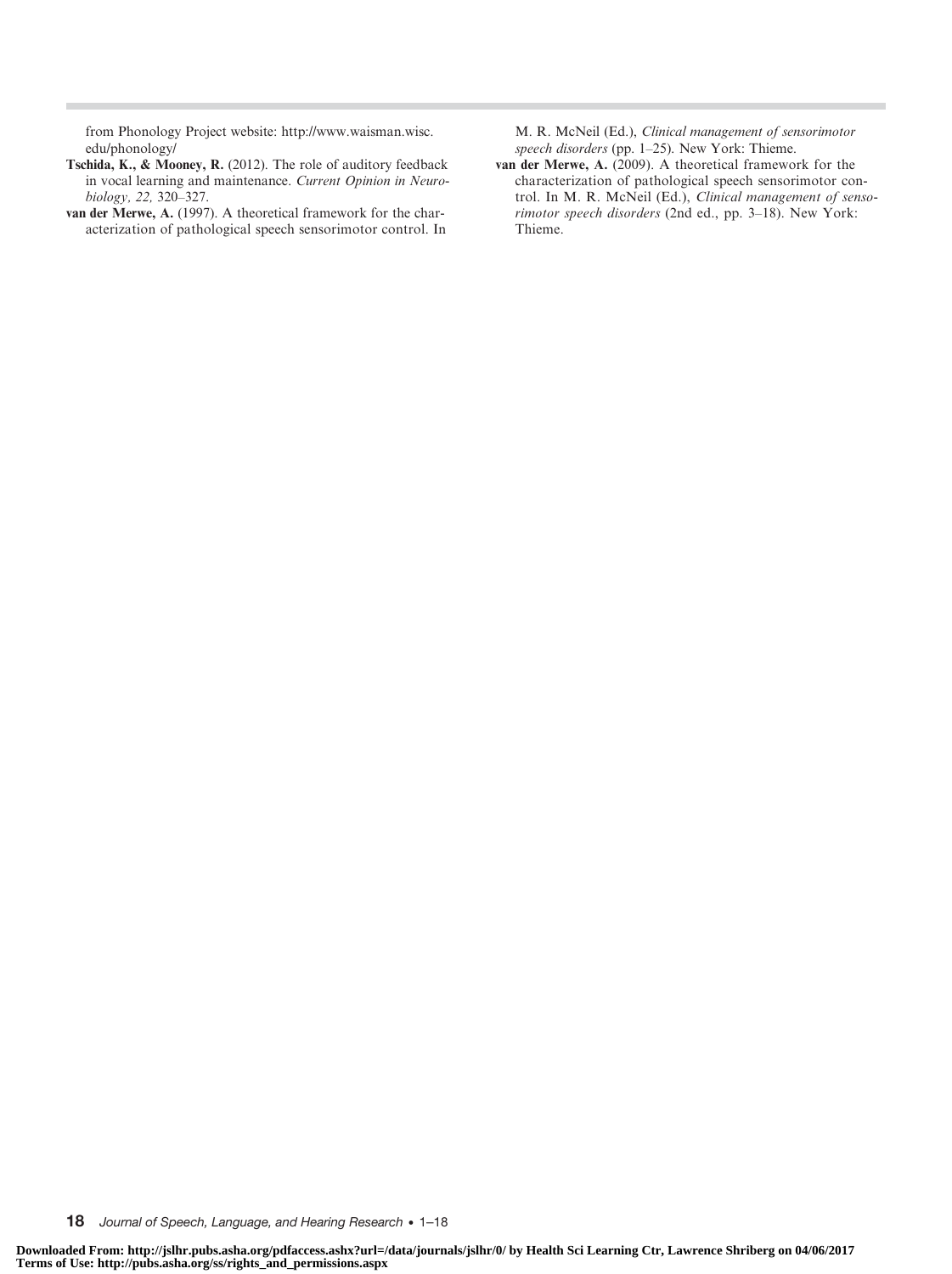from Phonology Project website: http://www.waisman.wisc.edu/phonology/

**Tschida, K., & Mooney, R.** (2012). The role of auditory feedback in vocal learning and maintenance. *Current Opinion in Neurobiology, 22,* 320–327.

**van der Merwe, A.** (1997). A theoretical framework for the characterization of pathological speech sensorimotor control. In M. R. McNeil (Ed.), *Clinical management of sensorimotor speech disorders* (pp. 1–25). New York: Thieme.

**van der Merwe, A.** (2009). A theoretical framework for the characterization of pathological speech sensorimotor control. In M. R. McNeil (Ed.), *Clinical management of sensorimotor speech disorders* (2nd ed., pp. 3–18). New York: Thieme.